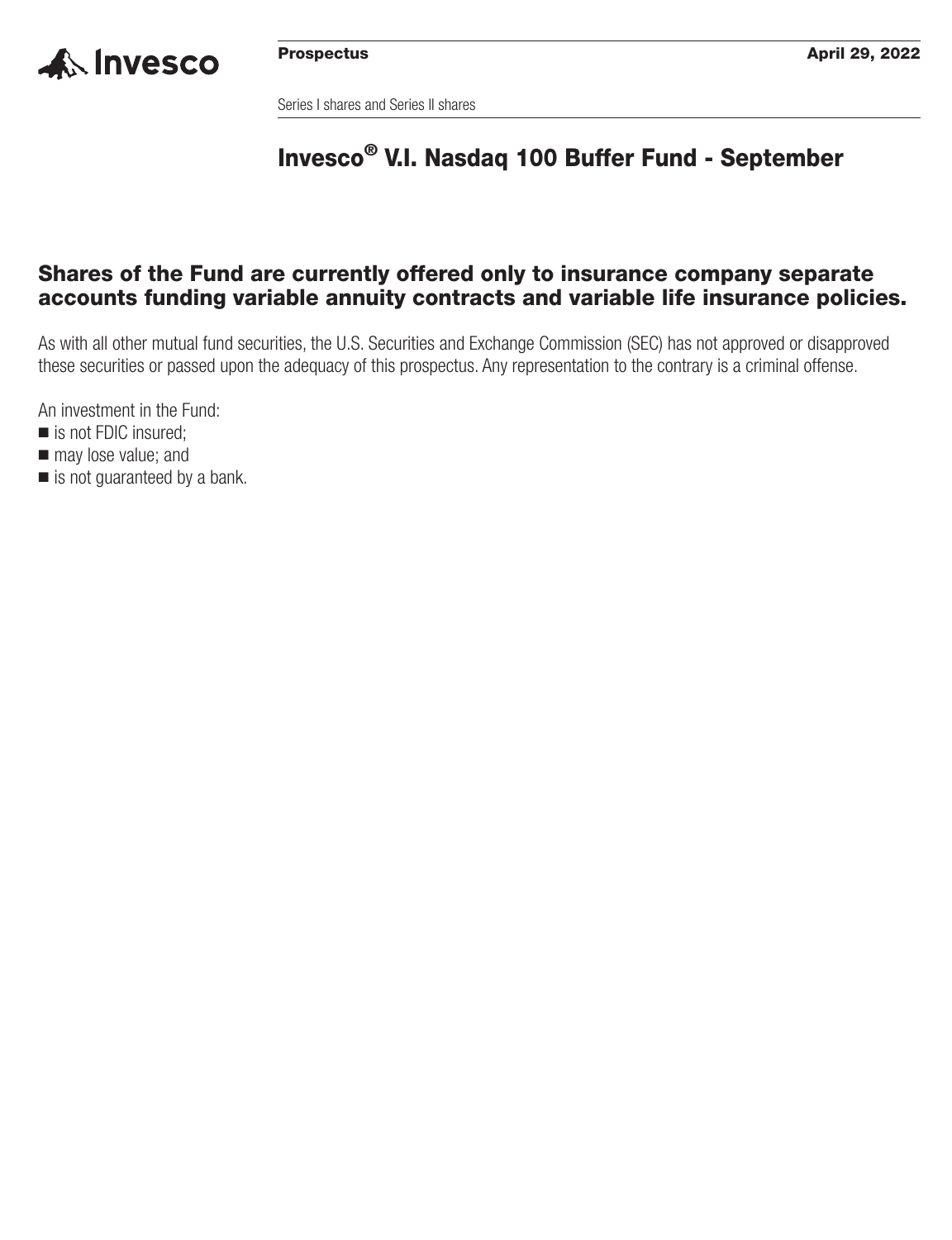Invesco

**Prospectus** **April 29, 2022**

Series I shares and Series II shares

# Invesco® V.I. Nasdaq 100 Buffer Fund - September

## Shares of the Fund are currently offered only to insurance company separate accounts funding variable annuity contracts and variable life insurance policies.

As with all other mutual fund securities, the U.S. Securities and Exchange Commission (SEC) has not approved or disapproved these securities or passed upon the adequacy of this prospectus. Any representation to the contrary is a criminal offense.

An investment in the Fund:

- is not FDIC insured;
- may lose value; and
- is not guaranteed by a bank.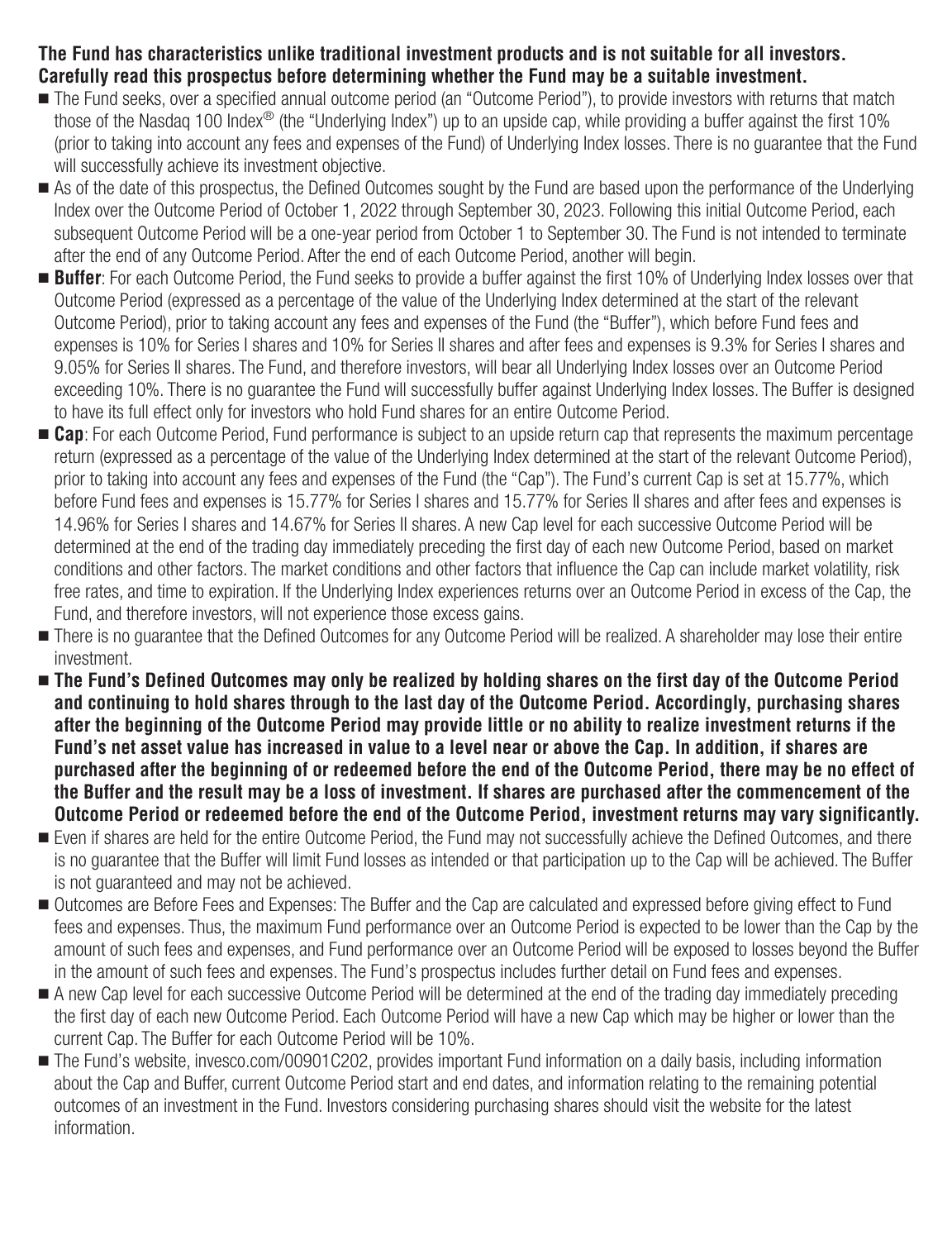**The Fund has characteristics unlike traditional investment products and is not suitable for all investors. Carefully read this prospectus before determining whether the Fund may be a suitable investment.**

- The Fund seeks, over a specified annual outcome period (an "Outcome Period"), to provide investors with returns that match those of the Nasdaq 100 Index® (the "Underlying Index") up to an upside cap, while providing a buffer against the first 10% (prior to taking into account any fees and expenses of the Fund) of Underlying Index losses. There is no guarantee that the Fund will successfully achieve its investment objective.
- As of the date of this prospectus, the Defined Outcomes sought by the Fund are based upon the performance of the Underlying Index over the Outcome Period of October 1, 2022 through September 30, 2023. Following this initial Outcome Period, each subsequent Outcome Period will be a one-year period from October 1 to September 30. The Fund is not intended to terminate after the end of any Outcome Period. After the end of each Outcome Period, another will begin.
- **Buffer**: For each Outcome Period, the Fund seeks to provide a buffer against the first 10% of Underlying Index losses over that Outcome Period (expressed as a percentage of the value of the Underlying Index determined at the start of the relevant Outcome Period), prior to taking account any fees and expenses of the Fund (the "Buffer"), which before Fund fees and expenses is 10% for Series I shares and 10% for Series II shares and after fees and expenses is 9.3% for Series I shares and 9.05% for Series II shares. The Fund, and therefore investors, will bear all Underlying Index losses over an Outcome Period exceeding 10%. There is no guarantee the Fund will successfully buffer against Underlying Index losses. The Buffer is designed to have its full effect only for investors who hold Fund shares for an entire Outcome Period.
- **Cap**: For each Outcome Period, Fund performance is subject to an upside return cap that represents the maximum percentage return (expressed as a percentage of the value of the Underlying Index determined at the start of the relevant Outcome Period), prior to taking into account any fees and expenses of the Fund (the "Cap"). The Fund's current Cap is set at 15.77%, which before Fund fees and expenses is 15.77% for Series I shares and 15.77% for Series II shares and after fees and expenses is 14.96% for Series I shares and 14.67% for Series II shares. A new Cap level for each successive Outcome Period will be determined at the end of the trading day immediately preceding the first day of each new Outcome Period, based on market conditions and other factors. The market conditions and other factors that influence the Cap can include market volatility, risk free rates, and time to expiration. If the Underlying Index experiences returns over an Outcome Period in excess of the Cap, the Fund, and therefore investors, will not experience those excess gains.
- There is no guarantee that the Defined Outcomes for any Outcome Period will be realized. A shareholder may lose their entire investment.
- **The Fund's Defined Outcomes may only be realized by holding shares on the first day of the Outcome Period and continuing to hold shares through to the last day of the Outcome Period. Accordingly, purchasing shares after the beginning of the Outcome Period may provide little or no ability to realize investment returns if the Fund's net asset value has increased in value to a level near or above the Cap. In addition, if shares are purchased after the beginning of or redeemed before the end of the Outcome Period, there may be no effect of the Buffer and the result may be a loss of investment. If shares are purchased after the commencement of the Outcome Period or redeemed before the end of the Outcome Period, investment returns may vary significantly.**
- Even if shares are held for the entire Outcome Period, the Fund may not successfully achieve the Defined Outcomes, and there is no guarantee that the Buffer will limit Fund losses as intended or that participation up to the Cap will be achieved. The Buffer is not guaranteed and may not be achieved.
- Outcomes are Before Fees and Expenses: The Buffer and the Cap are calculated and expressed before giving effect to Fund fees and expenses. Thus, the maximum Fund performance over an Outcome Period is expected to be lower than the Cap by the amount of such fees and expenses, and Fund performance over an Outcome Period will be exposed to losses beyond the Buffer in the amount of such fees and expenses. The Fund's prospectus includes further detail on Fund fees and expenses.
- A new Cap level for each successive Outcome Period will be determined at the end of the trading day immediately preceding the first day of each new Outcome Period. Each Outcome Period will have a new Cap which may be higher or lower than the current Cap. The Buffer for each Outcome Period will be 10%.
- The Fund's website, invesco.com/00901C202, provides important Fund information on a daily basis, including information about the Cap and Buffer, current Outcome Period start and end dates, and information relating to the remaining potential outcomes of an investment in the Fund. Investors considering purchasing shares should visit the website for the latest information.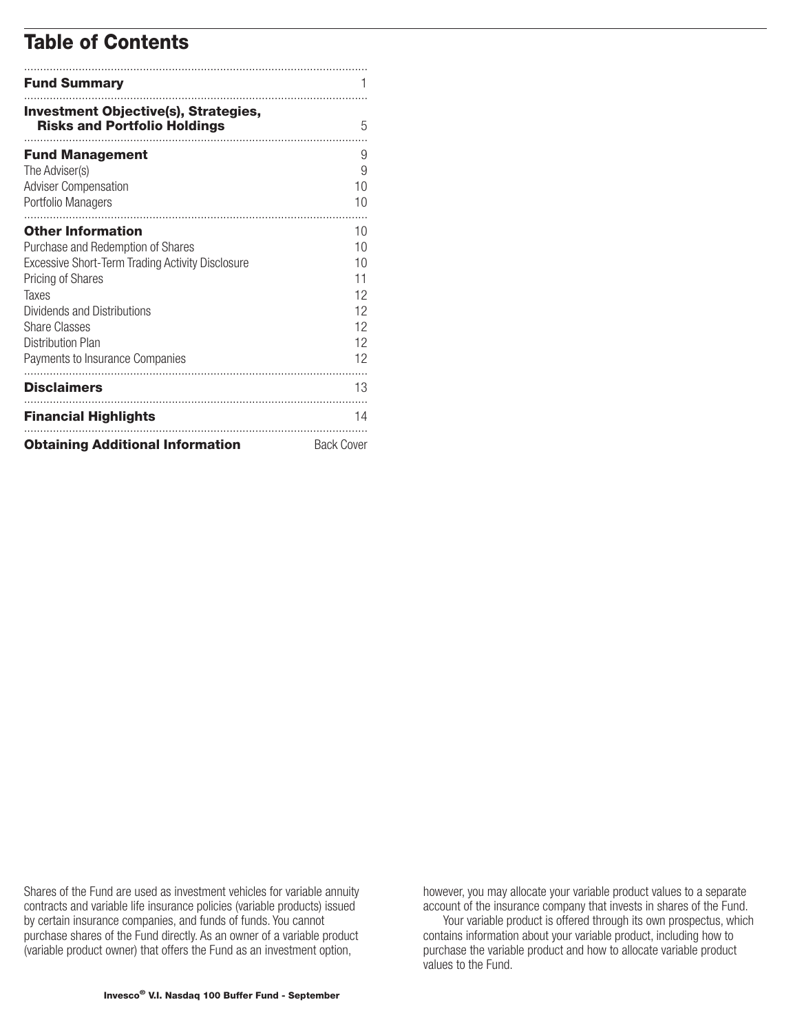# Table of Contents

| | |
|---|---|
| **Fund Summary** | 1 |
| **Investment Objective(s), Strategies, Risks and Portfolio Holdings** | 5 |
| **Fund Management** | 9 |
| The Adviser(s) | 9 |
| Adviser Compensation | 10 |
| Portfolio Managers | 10 |
| **Other Information** | 10 |
| Purchase and Redemption of Shares | 10 |
| Excessive Short-Term Trading Activity Disclosure | 10 |
| Pricing of Shares | 11 |
| Taxes | 12 |
| Dividends and Distributions | 12 |
| Share Classes | 12 |
| Distribution Plan | 12 |
| Payments to Insurance Companies | 12 |
| **Disclaimers** | 13 |
| **Financial Highlights** | 14 |
| **Obtaining Additional Information** | Back Cover |

Shares of the Fund are used as investment vehicles for variable annuity contracts and variable life insurance policies (variable products) issued by certain insurance companies, and funds of funds. You cannot purchase shares of the Fund directly. As an owner of a variable product (variable product owner) that offers the Fund as an investment option, however, you may allocate your variable product values to a separate account of the insurance company that invests in shares of the Fund.

Your variable product is offered through its own prospectus, which contains information about your variable product, including how to purchase the variable product and how to allocate variable product values to the Fund.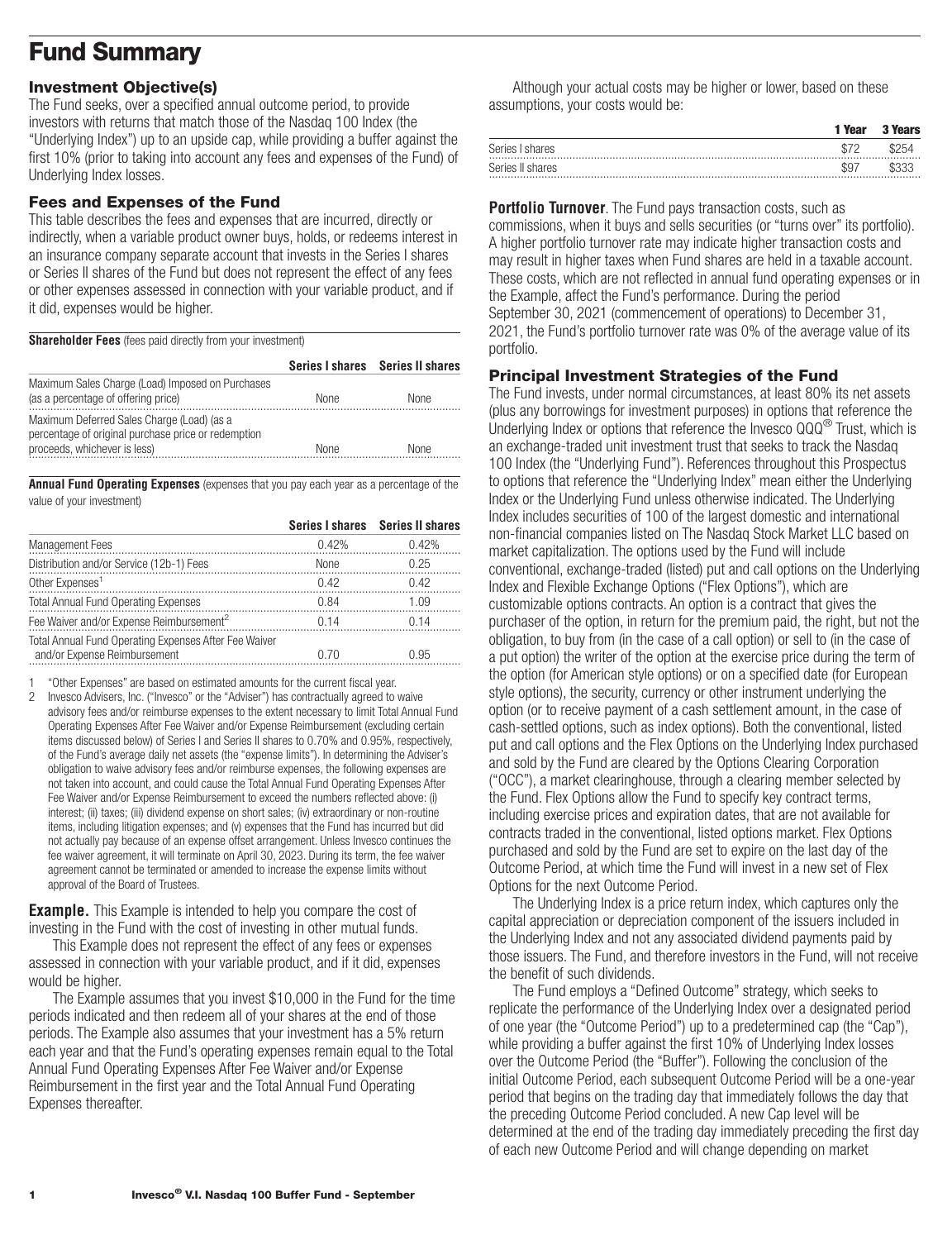# Fund Summary

## Investment Objective(s)

The Fund seeks, over a specified annual outcome period, to provide investors with returns that match those of the Nasdaq 100 Index (the "Underlying Index") up to an upside cap, while providing a buffer against the first 10% (prior to taking into account any fees and expenses of the Fund) of Underlying Index losses.

## Fees and Expenses of the Fund

This table describes the fees and expenses that are incurred, directly or indirectly, when a variable product owner buys, holds, or redeems interest in an insurance company separate account that invests in the Series I shares or Series II shares of the Fund but does not represent the effect of any fees or other expenses assessed in connection with your variable product, and if it did, expenses would be higher.

**Shareholder Fees** (fees paid directly from your investment)

| | Series I shares | Series II shares |
|---|---|---|
| Maximum Sales Charge (Load) Imposed on Purchases (as a percentage of offering price) | None | None |
| Maximum Deferred Sales Charge (Load) (as a percentage of original purchase price or redemption proceeds, whichever is less) | None | None |

**Annual Fund Operating Expenses** (expenses that you pay each year as a percentage of the value of your investment)

| | Series I shares | Series II shares |
|---|---|---|
| Management Fees | 0.42% | 0.42% |
| Distribution and/or Service (12b-1) Fees | None | 0.25 |
| Other Expenses[1] | 0.42 | 0.42 |
| Total Annual Fund Operating Expenses | 0.84 | 1.09 |
| Fee Waiver and/or Expense Reimbursement[2] | 0.14 | 0.14 |
| Total Annual Fund Operating Expenses After Fee Waiver and/or Expense Reimbursement | 0.70 | 0.95 |

1 "Other Expenses" are based on estimated amounts for the current fiscal year.

2 Invesco Advisers, Inc. ("Invesco" or the "Adviser") has contractually agreed to waive advisory fees and/or reimburse expenses to the extent necessary to limit Total Annual Fund Operating Expenses After Fee Waiver and/or Expense Reimbursement (excluding certain items discussed below) of Series I and Series II shares to 0.70% and 0.95%, respectively, of the Fund's average daily net assets (the "expense limits"). In determining the Adviser's obligation to waive advisory fees and/or reimburse expenses, the following expenses are not taken into account, and could cause the Total Annual Fund Operating Expenses After Fee Waiver and/or Expense Reimbursement to exceed the numbers reflected above: (i) interest; (ii) taxes; (iii) dividend expense on short sales; (iv) extraordinary or non-routine items, including litigation expenses; and (v) expenses that the Fund has incurred but did not actually pay because of an expense offset arrangement. Unless Invesco continues the fee waiver agreement, it will terminate on April 30, 2023. During its term, the fee waiver agreement cannot be terminated or amended to increase the expense limits without approval of the Board of Trustees.

**Example.** This Example is intended to help you compare the cost of investing in the Fund with the cost of investing in other mutual funds.

This Example does not represent the effect of any fees or expenses assessed in connection with your variable product, and if it did, expenses would be higher.

The Example assumes that you invest $10,000 in the Fund for the time periods indicated and then redeem all of your shares at the end of those periods. The Example also assumes that your investment has a 5% return each year and that the Fund's operating expenses remain equal to the Total Annual Fund Operating Expenses After Fee Waiver and/or Expense Reimbursement in the first year and the Total Annual Fund Operating Expenses thereafter.

Although your actual costs may be higher or lower, based on these assumptions, your costs would be:

| | 1 Year | 3 Years |
|---|---|---|
| Series I shares | $72 | $254 |
| Series II shares | $97 | $333 |

**Portfolio Turnover**. The Fund pays transaction costs, such as commissions, when it buys and sells securities (or "turns over" its portfolio). A higher portfolio turnover rate may indicate higher transaction costs and may result in higher taxes when Fund shares are held in a taxable account. These costs, which are not reflected in annual fund operating expenses or in the Example, affect the Fund's performance. During the period September 30, 2021 (commencement of operations) to December 31, 2021, the Fund's portfolio turnover rate was 0% of the average value of its portfolio.

## Principal Investment Strategies of the Fund

The Fund invests, under normal circumstances, at least 80% its net assets (plus any borrowings for investment purposes) in options that reference the Underlying Index or options that reference the Invesco QQQ® Trust, which is an exchange-traded unit investment trust that seeks to track the Nasdaq 100 Index (the "Underlying Fund"). References throughout this Prospectus to options that reference the "Underlying Index" mean either the Underlying Index or the Underlying Fund unless otherwise indicated. The Underlying Index includes securities of 100 of the largest domestic and international non-financial companies listed on The Nasdaq Stock Market LLC based on market capitalization. The options used by the Fund will include conventional, exchange-traded (listed) put and call options on the Underlying Index and Flexible Exchange Options ("Flex Options"), which are customizable options contracts. An option is a contract that gives the purchaser of the option, in return for the premium paid, the right, but not the obligation, to buy from (in the case of a call option) or sell to (in the case of a put option) the writer of the option at the exercise price during the term of the option (for American style options) or on a specified date (for European style options), the security, currency or other instrument underlying the option (or to receive payment of a cash settlement amount, in the case of cash-settled options, such as index options). Both the conventional, listed put and call options and the Flex Options on the Underlying Index purchased and sold by the Fund are cleared by the Options Clearing Corporation ("OCC"), a market clearinghouse, through a clearing member selected by the Fund. Flex Options allow the Fund to specify key contract terms, including exercise prices and expiration dates, that are not available for contracts traded in the conventional, listed options market. Flex Options purchased and sold by the Fund are set to expire on the last day of the Outcome Period, at which time the Fund will invest in a new set of Flex Options for the next Outcome Period.

The Underlying Index is a price return index, which captures only the capital appreciation or depreciation component of the issuers included in the Underlying Index and not any associated dividend payments paid by those issuers. The Fund, and therefore investors in the Fund, will not receive the benefit of such dividends.

The Fund employs a "Defined Outcome" strategy, which seeks to replicate the performance of the Underlying Index over a designated period of one year (the "Outcome Period") up to a predetermined cap (the "Cap"), while providing a buffer against the first 10% of Underlying Index losses over the Outcome Period (the "Buffer"). Following the conclusion of the initial Outcome Period, each subsequent Outcome Period will be a one-year period that begins on the trading day that immediately follows the day that the preceding Outcome Period concluded. A new Cap level will be determined at the end of the trading day immediately preceding the first day of each new Outcome Period and will change depending on market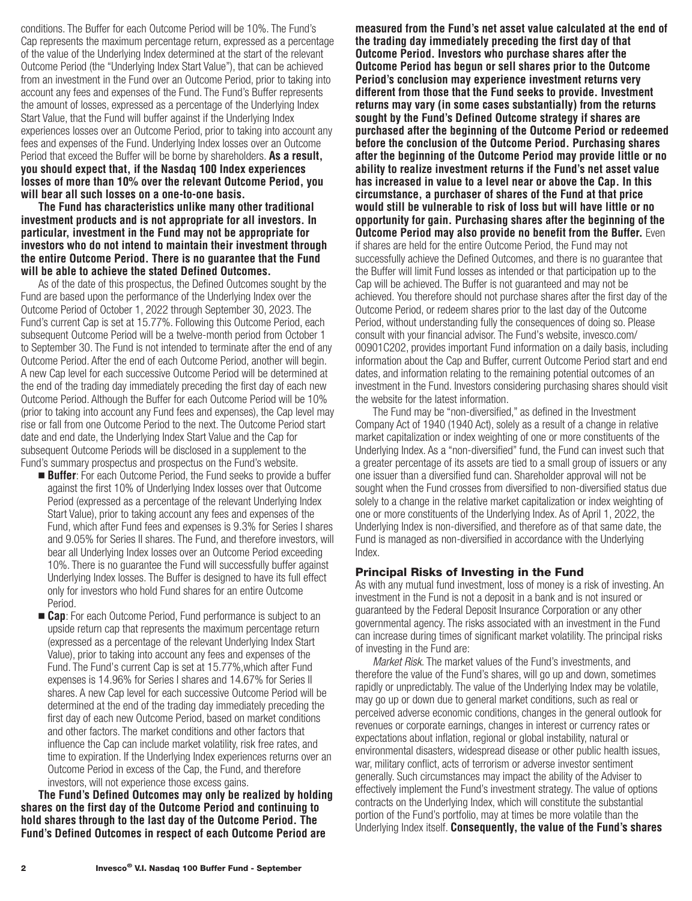conditions. The Buffer for each Outcome Period will be 10%. The Fund's Cap represents the maximum percentage return, expressed as a percentage of the value of the Underlying Index determined at the start of the relevant Outcome Period (the "Underlying Index Start Value"), that can be achieved from an investment in the Fund over an Outcome Period, prior to taking into account any fees and expenses of the Fund. The Fund's Buffer represents the amount of losses, expressed as a percentage of the Underlying Index Start Value, that the Fund will buffer against if the Underlying Index experiences losses over an Outcome Period, prior to taking into account any fees and expenses of the Fund. Underlying Index losses over an Outcome Period that exceed the Buffer will be borne by shareholders. **As a result, you should expect that, if the Nasdaq 100 Index experiences losses of more than 10% over the relevant Outcome Period, you will bear all such losses on a one-to-one basis.**

**The Fund has characteristics unlike many other traditional investment products and is not appropriate for all investors. In particular, investment in the Fund may not be appropriate for investors who do not intend to maintain their investment through the entire Outcome Period. There is no guarantee that the Fund will be able to achieve the stated Defined Outcomes.**

As of the date of this prospectus, the Defined Outcomes sought by the Fund are based upon the performance of the Underlying Index over the Outcome Period of October 1, 2022 through September 30, 2023. The Fund's current Cap is set at 15.77%. Following this Outcome Period, each subsequent Outcome Period will be a twelve-month period from October 1 to September 30. The Fund is not intended to terminate after the end of any Outcome Period. After the end of each Outcome Period, another will begin. A new Cap level for each successive Outcome Period will be determined at the end of the trading day immediately preceding the first day of each new Outcome Period. Although the Buffer for each Outcome Period will be 10% (prior to taking into account any Fund fees and expenses), the Cap level may rise or fall from one Outcome Period to the next. The Outcome Period start date and end date, the Underlying Index Start Value and the Cap for subsequent Outcome Periods will be disclosed in a supplement to the Fund's summary prospectus and prospectus on the Fund's website.

- **Buffer**: For each Outcome Period, the Fund seeks to provide a buffer against the first 10% of Underlying Index losses over that Outcome Period (expressed as a percentage of the relevant Underlying Index Start Value), prior to taking account any fees and expenses of the Fund, which after Fund fees and expenses is 9.3% for Series I shares and 9.05% for Series II shares. The Fund, and therefore investors, will bear all Underlying Index losses over an Outcome Period exceeding 10%. There is no guarantee the Fund will successfully buffer against Underlying Index losses. The Buffer is designed to have its full effect only for investors who hold Fund shares for an entire Outcome Period.
- **Cap**: For each Outcome Period, Fund performance is subject to an upside return cap that represents the maximum percentage return (expressed as a percentage of the relevant Underlying Index Start Value), prior to taking into account any fees and expenses of the Fund. The Fund's current Cap is set at 15.77%,which after Fund expenses is 14.96% for Series I shares and 14.67% for Series II shares. A new Cap level for each successive Outcome Period will be determined at the end of the trading day immediately preceding the first day of each new Outcome Period, based on market conditions and other factors. The market conditions and other factors that influence the Cap can include market volatility, risk free rates, and time to expiration. If the Underlying Index experiences returns over an Outcome Period in excess of the Cap, the Fund, and therefore investors, will not experience those excess gains.

**The Fund's Defined Outcomes may only be realized by holding shares on the first day of the Outcome Period and continuing to hold shares through to the last day of the Outcome Period. The Fund's Defined Outcomes in respect of each Outcome Period are measured from the Fund's net asset value calculated at the end of the trading day immediately preceding the first day of that Outcome Period. Investors who purchase shares after the Outcome Period has begun or sell shares prior to the Outcome Period's conclusion may experience investment returns very different from those that the Fund seeks to provide. Investment returns may vary (in some cases substantially) from the returns sought by the Fund's Defined Outcome strategy if shares are purchased after the beginning of the Outcome Period or redeemed before the conclusion of the Outcome Period. Purchasing shares after the beginning of the Outcome Period may provide little or no ability to realize investment returns if the Fund's net asset value has increased in value to a level near or above the Cap. In this circumstance, a purchaser of shares of the Fund at that price would still be vulnerable to risk of loss but will have little or no opportunity for gain. Purchasing shares after the beginning of the Outcome Period may also provide no benefit from the Buffer.** Even if shares are held for the entire Outcome Period, the Fund may not successfully achieve the Defined Outcomes, and there is no guarantee that the Buffer will limit Fund losses as intended or that participation up to the Cap will be achieved. The Buffer is not guaranteed and may not be achieved. You therefore should not purchase shares after the first day of the Outcome Period, or redeem shares prior to the last day of the Outcome Period, without understanding fully the consequences of doing so. Please consult with your financial advisor. The Fund's website, invesco.com/00901C202, provides important Fund information on a daily basis, including information about the Cap and Buffer, current Outcome Period start and end dates, and information relating to the remaining potential outcomes of an investment in the Fund. Investors considering purchasing shares should visit the website for the latest information.

The Fund may be "non-diversified," as defined in the Investment Company Act of 1940 (1940 Act), solely as a result of a change in relative market capitalization or index weighting of one or more constituents of the Underlying Index. As a "non-diversified" fund, the Fund can invest such that a greater percentage of its assets are tied to a small group of issuers or any one issuer than a diversified fund can. Shareholder approval will not be sought when the Fund crosses from diversified to non-diversified status due solely to a change in the relative market capitalization or index weighting of one or more constituents of the Underlying Index. As of April 1, 2022, the Underlying Index is non-diversified, and therefore as of that same date, the Fund is managed as non-diversified in accordance with the Underlying Index.

## Principal Risks of Investing in the Fund

As with any mutual fund investment, loss of money is a risk of investing. An investment in the Fund is not a deposit in a bank and is not insured or guaranteed by the Federal Deposit Insurance Corporation or any other governmental agency. The risks associated with an investment in the Fund can increase during times of significant market volatility. The principal risks of investing in the Fund are:

*Market Risk.* The market values of the Fund's investments, and therefore the value of the Fund's shares, will go up and down, sometimes rapidly or unpredictably. The value of the Underlying Index may be volatile, may go up or down due to general market conditions, such as real or perceived adverse economic conditions, changes in the general outlook for revenues or corporate earnings, changes in interest or currency rates or expectations about inflation, regional or global instability, natural or environmental disasters, widespread disease or other public health issues, war, military conflict, acts of terrorism or adverse investor sentiment generally. Such circumstances may impact the ability of the Adviser to effectively implement the Fund's investment strategy. The value of options contracts on the Underlying Index, which will constitute the substantial portion of the Fund's portfolio, may at times be more volatile than the Underlying Index itself. **Consequently, the value of the Fund's shares**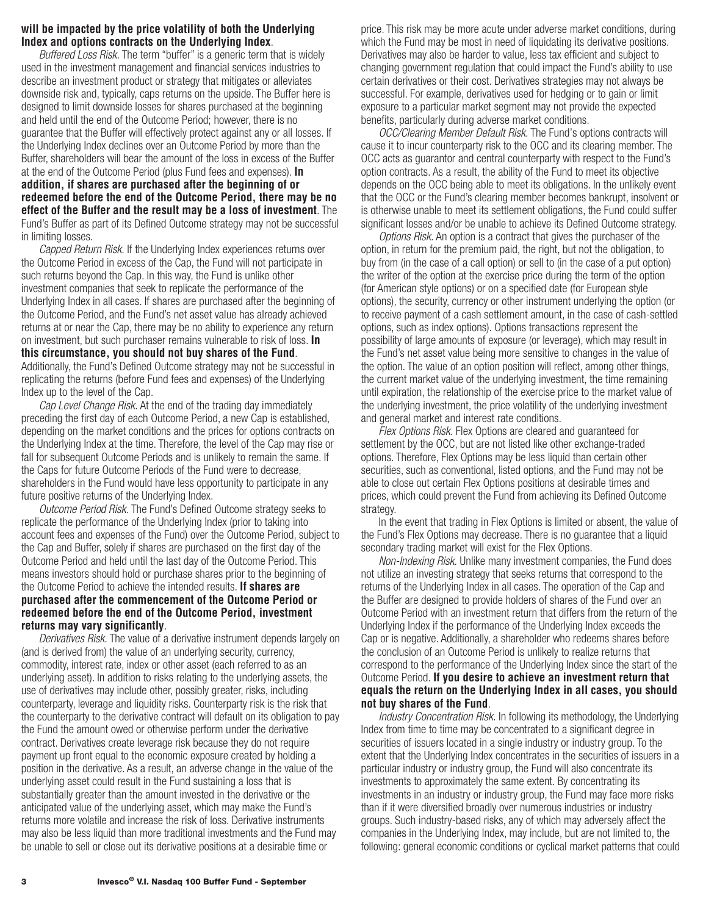**will be impacted by the price volatility of both the Underlying Index and options contracts on the Underlying Index**.

*Buffered Loss Risk.* The term "buffer" is a generic term that is widely used in the investment management and financial services industries to describe an investment product or strategy that mitigates or alleviates downside risk and, typically, caps returns on the upside. The Buffer here is designed to limit downside losses for shares purchased at the beginning and held until the end of the Outcome Period; however, there is no guarantee that the Buffer will effectively protect against any or all losses. If the Underlying Index declines over an Outcome Period by more than the Buffer, shareholders will bear the amount of the loss in excess of the Buffer at the end of the Outcome Period (plus Fund fees and expenses). **In addition, if shares are purchased after the beginning of or redeemed before the end of the Outcome Period, there may be no effect of the Buffer and the result may be a loss of investment**. The Fund's Buffer as part of its Defined Outcome strategy may not be successful in limiting losses.

*Capped Return Risk.* If the Underlying Index experiences returns over the Outcome Period in excess of the Cap, the Fund will not participate in such returns beyond the Cap. In this way, the Fund is unlike other investment companies that seek to replicate the performance of the Underlying Index in all cases. If shares are purchased after the beginning of the Outcome Period, and the Fund's net asset value has already achieved returns at or near the Cap, there may be no ability to experience any return on investment, but such purchaser remains vulnerable to risk of loss. **In this circumstance, you should not buy shares of the Fund**. Additionally, the Fund's Defined Outcome strategy may not be successful in replicating the returns (before Fund fees and expenses) of the Underlying Index up to the level of the Cap.

*Cap Level Change Risk.* At the end of the trading day immediately preceding the first day of each Outcome Period, a new Cap is established, depending on the market conditions and the prices for options contracts on the Underlying Index at the time. Therefore, the level of the Cap may rise or fall for subsequent Outcome Periods and is unlikely to remain the same. If the Caps for future Outcome Periods of the Fund were to decrease, shareholders in the Fund would have less opportunity to participate in any future positive returns of the Underlying Index.

*Outcome Period Risk.* The Fund's Defined Outcome strategy seeks to replicate the performance of the Underlying Index (prior to taking into account fees and expenses of the Fund) over the Outcome Period, subject to the Cap and Buffer, solely if shares are purchased on the first day of the Outcome Period and held until the last day of the Outcome Period. This means investors should hold or purchase shares prior to the beginning of the Outcome Period to achieve the intended results. **If shares are purchased after the commencement of the Outcome Period or redeemed before the end of the Outcome Period, investment returns may vary significantly**.

*Derivatives Risk.* The value of a derivative instrument depends largely on (and is derived from) the value of an underlying security, currency, commodity, interest rate, index or other asset (each referred to as an underlying asset). In addition to risks relating to the underlying assets, the use of derivatives may include other, possibly greater, risks, including counterparty, leverage and liquidity risks. Counterparty risk is the risk that the counterparty to the derivative contract will default on its obligation to pay the Fund the amount owed or otherwise perform under the derivative contract. Derivatives create leverage risk because they do not require payment up front equal to the economic exposure created by holding a position in the derivative. As a result, an adverse change in the value of the underlying asset could result in the Fund sustaining a loss that is substantially greater than the amount invested in the derivative or the anticipated value of the underlying asset, which may make the Fund's returns more volatile and increase the risk of loss. Derivative instruments may also be less liquid than more traditional investments and the Fund may be unable to sell or close out its derivative positions at a desirable time or price. This risk may be more acute under adverse market conditions, during which the Fund may be most in need of liquidating its derivative positions. Derivatives may also be harder to value, less tax efficient and subject to changing government regulation that could impact the Fund's ability to use certain derivatives or their cost. Derivatives strategies may not always be successful. For example, derivatives used for hedging or to gain or limit exposure to a particular market segment may not provide the expected benefits, particularly during adverse market conditions.

*OCC/Clearing Member Default Risk.* The Fund's options contracts will cause it to incur counterparty risk to the OCC and its clearing member. The OCC acts as guarantor and central counterparty with respect to the Fund's option contracts. As a result, the ability of the Fund to meet its objective depends on the OCC being able to meet its obligations. In the unlikely event that the OCC or the Fund's clearing member becomes bankrupt, insolvent or is otherwise unable to meet its settlement obligations, the Fund could suffer significant losses and/or be unable to achieve its Defined Outcome strategy.

*Options Risk.* An option is a contract that gives the purchaser of the option, in return for the premium paid, the right, but not the obligation, to buy from (in the case of a call option) or sell to (in the case of a put option) the writer of the option at the exercise price during the term of the option (for American style options) or on a specified date (for European style options), the security, currency or other instrument underlying the option (or to receive payment of a cash settlement amount, in the case of cash-settled options, such as index options). Options transactions represent the possibility of large amounts of exposure (or leverage), which may result in the Fund's net asset value being more sensitive to changes in the value of the option. The value of an option position will reflect, among other things, the current market value of the underlying investment, the time remaining until expiration, the relationship of the exercise price to the market value of the underlying investment, the price volatility of the underlying investment and general market and interest rate conditions.

*Flex Options Risk.* Flex Options are cleared and guaranteed for settlement by the OCC, but are not listed like other exchange-traded options. Therefore, Flex Options may be less liquid than certain other securities, such as conventional, listed options, and the Fund may not be able to close out certain Flex Options positions at desirable times and prices, which could prevent the Fund from achieving its Defined Outcome strategy.

In the event that trading in Flex Options is limited or absent, the value of the Fund's Flex Options may decrease. There is no guarantee that a liquid secondary trading market will exist for the Flex Options.

*Non-Indexing Risk.* Unlike many investment companies, the Fund does not utilize an investing strategy that seeks returns that correspond to the returns of the Underlying Index in all cases. The operation of the Cap and the Buffer are designed to provide holders of shares of the Fund over an Outcome Period with an investment return that differs from the return of the Underlying Index if the performance of the Underlying Index exceeds the Cap or is negative. Additionally, a shareholder who redeems shares before the conclusion of an Outcome Period is unlikely to realize returns that correspond to the performance of the Underlying Index since the start of the Outcome Period. **If you desire to achieve an investment return that equals the return on the Underlying Index in all cases, you should not buy shares of the Fund**.

*Industry Concentration Risk.* In following its methodology, the Underlying Index from time to time may be concentrated to a significant degree in securities of issuers located in a single industry or industry group. To the extent that the Underlying Index concentrates in the securities of issuers in a particular industry or industry group, the Fund will also concentrate its investments to approximately the same extent. By concentrating its investments in an industry or industry group, the Fund may face more risks than if it were diversified broadly over numerous industries or industry groups. Such industry-based risks, any of which may adversely affect the companies in the Underlying Index, may include, but are not limited to, the following: general economic conditions or cyclical market patterns that could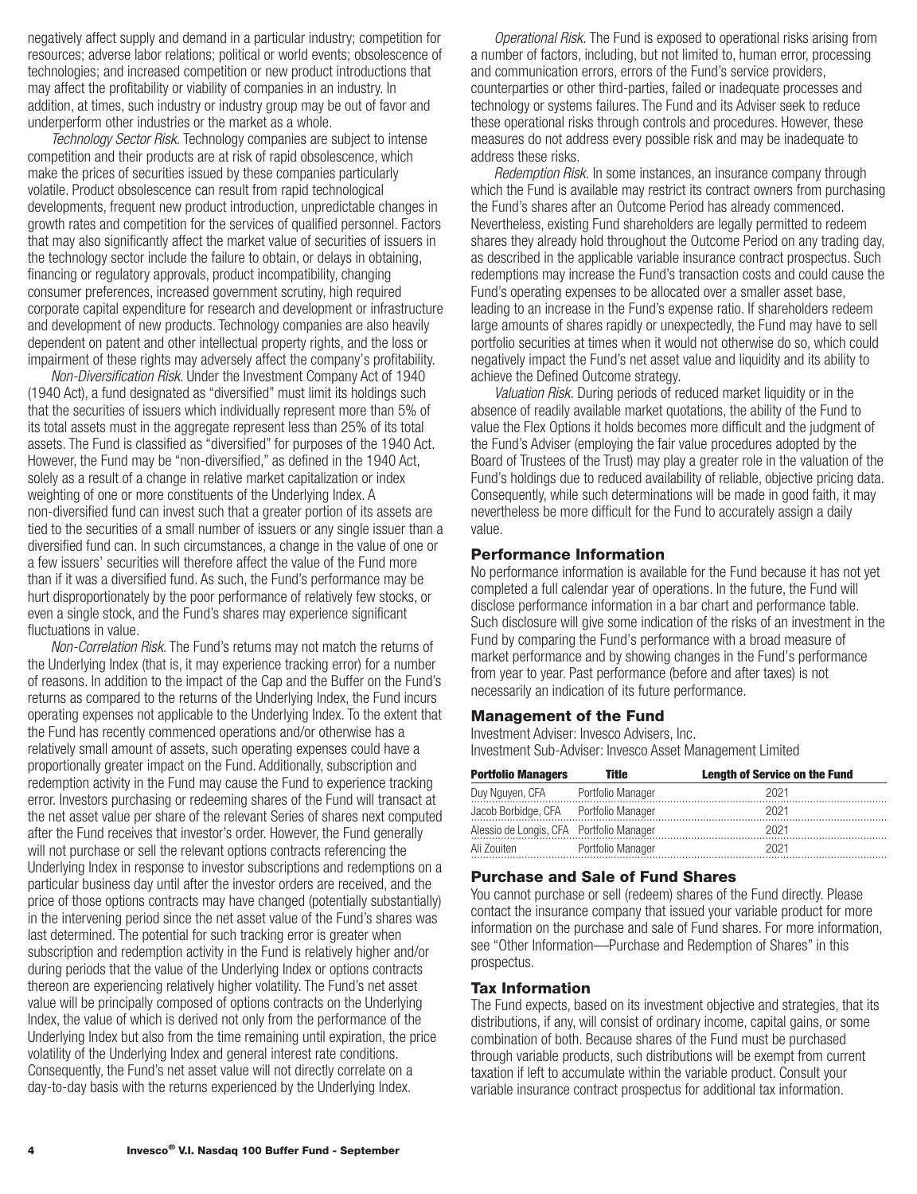negatively affect supply and demand in a particular industry; competition for resources; adverse labor relations; political or world events; obsolescence of technologies; and increased competition or new product introductions that may affect the profitability or viability of companies in an industry. In addition, at times, such industry or industry group may be out of favor and underperform other industries or the market as a whole.

*Technology Sector Risk.* Technology companies are subject to intense competition and their products are at risk of rapid obsolescence, which make the prices of securities issued by these companies particularly volatile. Product obsolescence can result from rapid technological developments, frequent new product introduction, unpredictable changes in growth rates and competition for the services of qualified personnel. Factors that may also significantly affect the market value of securities of issuers in the technology sector include the failure to obtain, or delays in obtaining, financing or regulatory approvals, product incompatibility, changing consumer preferences, increased government scrutiny, high required corporate capital expenditure for research and development or infrastructure and development of new products. Technology companies are also heavily dependent on patent and other intellectual property rights, and the loss or impairment of these rights may adversely affect the company's profitability.

*Non-Diversification Risk.* Under the Investment Company Act of 1940 (1940 Act), a fund designated as "diversified" must limit its holdings such that the securities of issuers which individually represent more than 5% of its total assets must in the aggregate represent less than 25% of its total assets. The Fund is classified as "diversified" for purposes of the 1940 Act. However, the Fund may be "non-diversified," as defined in the 1940 Act, solely as a result of a change in relative market capitalization or index weighting of one or more constituents of the Underlying Index. A non-diversified fund can invest such that a greater portion of its assets are tied to the securities of a small number of issuers or any single issuer than a diversified fund can. In such circumstances, a change in the value of one or a few issuers' securities will therefore affect the value of the Fund more than if it was a diversified fund. As such, the Fund's performance may be hurt disproportionately by the poor performance of relatively few stocks, or even a single stock, and the Fund's shares may experience significant fluctuations in value.

*Non-Correlation Risk.* The Fund's returns may not match the returns of the Underlying Index (that is, it may experience tracking error) for a number of reasons. In addition to the impact of the Cap and the Buffer on the Fund's returns as compared to the returns of the Underlying Index, the Fund incurs operating expenses not applicable to the Underlying Index. To the extent that the Fund has recently commenced operations and/or otherwise has a relatively small amount of assets, such operating expenses could have a proportionally greater impact on the Fund. Additionally, subscription and redemption activity in the Fund may cause the Fund to experience tracking error. Investors purchasing or redeeming shares of the Fund will transact at the net asset value per share of the relevant Series of shares next computed after the Fund receives that investor's order. However, the Fund generally will not purchase or sell the relevant options contracts referencing the Underlying Index in response to investor subscriptions and redemptions on a particular business day until after the investor orders are received, and the price of those options contracts may have changed (potentially substantially) in the intervening period since the net asset value of the Fund's shares was last determined. The potential for such tracking error is greater when subscription and redemption activity in the Fund is relatively higher and/or during periods that the value of the Underlying Index or options contracts thereon are experiencing relatively higher volatility. The Fund's net asset value will be principally composed of options contracts on the Underlying Index, the value of which is derived not only from the performance of the Underlying Index but also from the time remaining until expiration, the price volatility of the Underlying Index and general interest rate conditions. Consequently, the Fund's net asset value will not directly correlate on a day-to-day basis with the returns experienced by the Underlying Index.

*Operational Risk.* The Fund is exposed to operational risks arising from a number of factors, including, but not limited to, human error, processing and communication errors, errors of the Fund's service providers, counterparties or other third-parties, failed or inadequate processes and technology or systems failures. The Fund and its Adviser seek to reduce these operational risks through controls and procedures. However, these measures do not address every possible risk and may be inadequate to address these risks.

*Redemption Risk.* In some instances, an insurance company through which the Fund is available may restrict its contract owners from purchasing the Fund's shares after an Outcome Period has already commenced. Nevertheless, existing Fund shareholders are legally permitted to redeem shares they already hold throughout the Outcome Period on any trading day, as described in the applicable variable insurance contract prospectus. Such redemptions may increase the Fund's transaction costs and could cause the Fund's operating expenses to be allocated over a smaller asset base, leading to an increase in the Fund's expense ratio. If shareholders redeem large amounts of shares rapidly or unexpectedly, the Fund may have to sell portfolio securities at times when it would not otherwise do so, which could negatively impact the Fund's net asset value and liquidity and its ability to achieve the Defined Outcome strategy.

*Valuation Risk.* During periods of reduced market liquidity or in the absence of readily available market quotations, the ability of the Fund to value the Flex Options it holds becomes more difficult and the judgment of the Fund's Adviser (employing the fair value procedures adopted by the Board of Trustees of the Trust) may play a greater role in the valuation of the Fund's holdings due to reduced availability of reliable, objective pricing data. Consequently, while such determinations will be made in good faith, it may nevertheless be more difficult for the Fund to accurately assign a daily value.

## Performance Information

No performance information is available for the Fund because it has not yet completed a full calendar year of operations. In the future, the Fund will disclose performance information in a bar chart and performance table. Such disclosure will give some indication of the risks of an investment in the Fund by comparing the Fund's performance with a broad measure of market performance and by showing changes in the Fund's performance from year to year. Past performance (before and after taxes) is not necessarily an indication of its future performance.

## Management of the Fund

Investment Adviser: Invesco Advisers, Inc.
Investment Sub-Adviser: Invesco Asset Management Limited

| Portfolio Managers | Title | Length of Service on the Fund |
|---|---|---|
| Duy Nguyen, CFA | Portfolio Manager | 2021 |
| Jacob Borbidge, CFA | Portfolio Manager | 2021 |
| Alessio de Longis, CFA | Portfolio Manager | 2021 |
| Ali Zouiten | Portfolio Manager | 2021 |

## Purchase and Sale of Fund Shares

You cannot purchase or sell (redeem) shares of the Fund directly. Please contact the insurance company that issued your variable product for more information on the purchase and sale of Fund shares. For more information, see "Other Information—Purchase and Redemption of Shares" in this prospectus.

## Tax Information

The Fund expects, based on its investment objective and strategies, that its distributions, if any, will consist of ordinary income, capital gains, or some combination of both. Because shares of the Fund must be purchased through variable products, such distributions will be exempt from current taxation if left to accumulate within the variable product. Consult your variable insurance contract prospectus for additional tax information.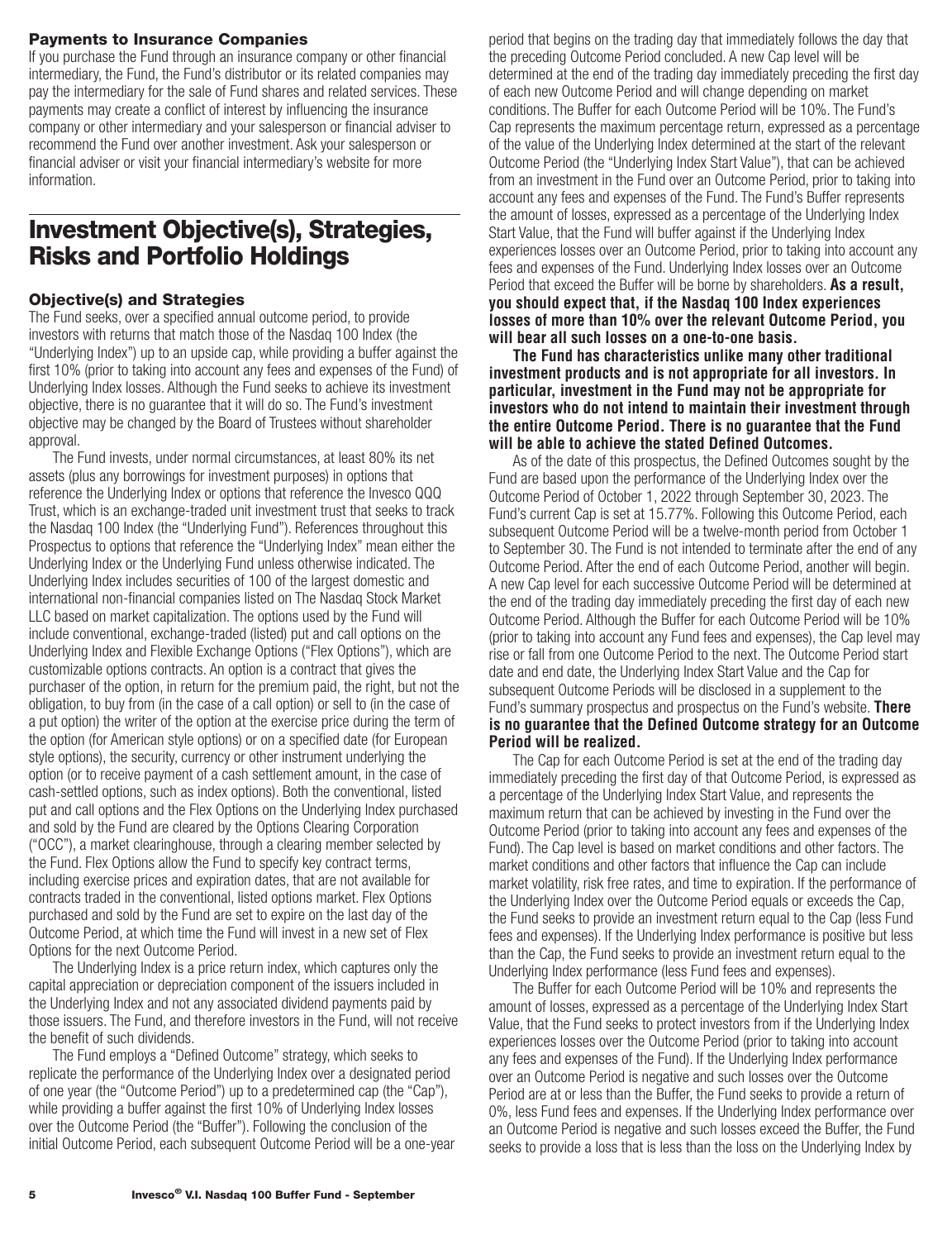### Payments to Insurance Companies

If you purchase the Fund through an insurance company or other financial intermediary, the Fund, the Fund's distributor or its related companies may pay the intermediary for the sale of Fund shares and related services. These payments may create a conflict of interest by influencing the insurance company or other intermediary and your salesperson or financial adviser to recommend the Fund over another investment. Ask your salesperson or financial adviser or visit your financial intermediary's website for more information.

## Investment Objective(s), Strategies, Risks and Portfolio Holdings

### Objective(s) and Strategies

The Fund seeks, over a specified annual outcome period, to provide investors with returns that match those of the Nasdaq 100 Index (the "Underlying Index") up to an upside cap, while providing a buffer against the first 10% (prior to taking into account any fees and expenses of the Fund) of Underlying Index losses. Although the Fund seeks to achieve its investment objective, there is no guarantee that it will do so. The Fund's investment objective may be changed by the Board of Trustees without shareholder approval.

The Fund invests, under normal circumstances, at least 80% its net assets (plus any borrowings for investment purposes) in options that reference the Underlying Index or options that reference the Invesco QQQ Trust, which is an exchange-traded unit investment trust that seeks to track the Nasdaq 100 Index (the "Underlying Fund"). References throughout this Prospectus to options that reference the "Underlying Index" mean either the Underlying Index or the Underlying Fund unless otherwise indicated. The Underlying Index includes securities of 100 of the largest domestic and international non-financial companies listed on The Nasdaq Stock Market LLC based on market capitalization. The options used by the Fund will include conventional, exchange-traded (listed) put and call options on the Underlying Index and Flexible Exchange Options ("Flex Options"), which are customizable options contracts. An option is a contract that gives the purchaser of the option, in return for the premium paid, the right, but not the obligation, to buy from (in the case of a call option) or sell to (in the case of a put option) the writer of the option at the exercise price during the term of the option (for American style options) or on a specified date (for European style options), the security, currency or other instrument underlying the option (or to receive payment of a cash settlement amount, in the case of cash-settled options, such as index options). Both the conventional, listed put and call options and the Flex Options on the Underlying Index purchased and sold by the Fund are cleared by the Options Clearing Corporation ("OCC"), a market clearinghouse, through a clearing member selected by the Fund. Flex Options allow the Fund to specify key contract terms, including exercise prices and expiration dates, that are not available for contracts traded in the conventional, listed options market. Flex Options purchased and sold by the Fund are set to expire on the last day of the Outcome Period, at which time the Fund will invest in a new set of Flex Options for the next Outcome Period.

The Underlying Index is a price return index, which captures only the capital appreciation or depreciation component of the issuers included in the Underlying Index and not any associated dividend payments paid by those issuers. The Fund, and therefore investors in the Fund, will not receive the benefit of such dividends.

The Fund employs a "Defined Outcome" strategy, which seeks to replicate the performance of the Underlying Index over a designated period of one year (the "Outcome Period") up to a predetermined cap (the "Cap"), while providing a buffer against the first 10% of Underlying Index losses over the Outcome Period (the "Buffer"). Following the conclusion of the initial Outcome Period, each subsequent Outcome Period will be a one-year period that begins on the trading day that immediately follows the day that the preceding Outcome Period concluded. A new Cap level will be determined at the end of the trading day immediately preceding the first day of each new Outcome Period and will change depending on market conditions. The Buffer for each Outcome Period will be 10%. The Fund's Cap represents the maximum percentage return, expressed as a percentage of the value of the Underlying Index determined at the start of the relevant Outcome Period (the "Underlying Index Start Value"), that can be achieved from an investment in the Fund over an Outcome Period, prior to taking into account any fees and expenses of the Fund. The Fund's Buffer represents the amount of losses, expressed as a percentage of the Underlying Index Start Value, that the Fund will buffer against if the Underlying Index experiences losses over an Outcome Period, prior to taking into account any fees and expenses of the Fund. Underlying Index losses over an Outcome Period that exceed the Buffer will be borne by shareholders. **As a result, you should expect that, if the Nasdaq 100 Index experiences losses of more than 10% over the relevant Outcome Period, you will bear all such losses on a one-to-one basis.**

**The Fund has characteristics unlike many other traditional investment products and is not appropriate for all investors. In particular, investment in the Fund may not be appropriate for investors who do not intend to maintain their investment through the entire Outcome Period. There is no guarantee that the Fund will be able to achieve the stated Defined Outcomes.**

As of the date of this prospectus, the Defined Outcomes sought by the Fund are based upon the performance of the Underlying Index over the Outcome Period of October 1, 2022 through September 30, 2023. The Fund's current Cap is set at 15.77%. Following this Outcome Period, each subsequent Outcome Period will be a twelve-month period from October 1 to September 30. The Fund is not intended to terminate after the end of any Outcome Period. After the end of each Outcome Period, another will begin. A new Cap level for each successive Outcome Period will be determined at the end of the trading day immediately preceding the first day of each new Outcome Period. Although the Buffer for each Outcome Period will be 10% (prior to taking into account any Fund fees and expenses), the Cap level may rise or fall from one Outcome Period to the next. The Outcome Period start date and end date, the Underlying Index Start Value and the Cap for subsequent Outcome Periods will be disclosed in a supplement to the Fund's summary prospectus and prospectus on the Fund's website. **There is no guarantee that the Defined Outcome strategy for an Outcome Period will be realized.**

The Cap for each Outcome Period is set at the end of the trading day immediately preceding the first day of that Outcome Period, is expressed as a percentage of the Underlying Index Start Value, and represents the maximum return that can be achieved by investing in the Fund over the Outcome Period (prior to taking into account any fees and expenses of the Fund). The Cap level is based on market conditions and other factors. The market conditions and other factors that influence the Cap can include market volatility, risk free rates, and time to expiration. If the performance of the Underlying Index over the Outcome Period equals or exceeds the Cap, the Fund seeks to provide an investment return equal to the Cap (less Fund fees and expenses). If the Underlying Index performance is positive but less than the Cap, the Fund seeks to provide an investment return equal to the Underlying Index performance (less Fund fees and expenses).

The Buffer for each Outcome Period will be 10% and represents the amount of losses, expressed as a percentage of the Underlying Index Start Value, that the Fund seeks to protect investors from if the Underlying Index experiences losses over the Outcome Period (prior to taking into account any fees and expenses of the Fund). If the Underlying Index performance over an Outcome Period is negative and such losses over the Outcome Period are at or less than the Buffer, the Fund seeks to provide a return of 0%, less Fund fees and expenses. If the Underlying Index performance over an Outcome Period is negative and such losses exceed the Buffer, the Fund seeks to provide a loss that is less than the loss on the Underlying Index by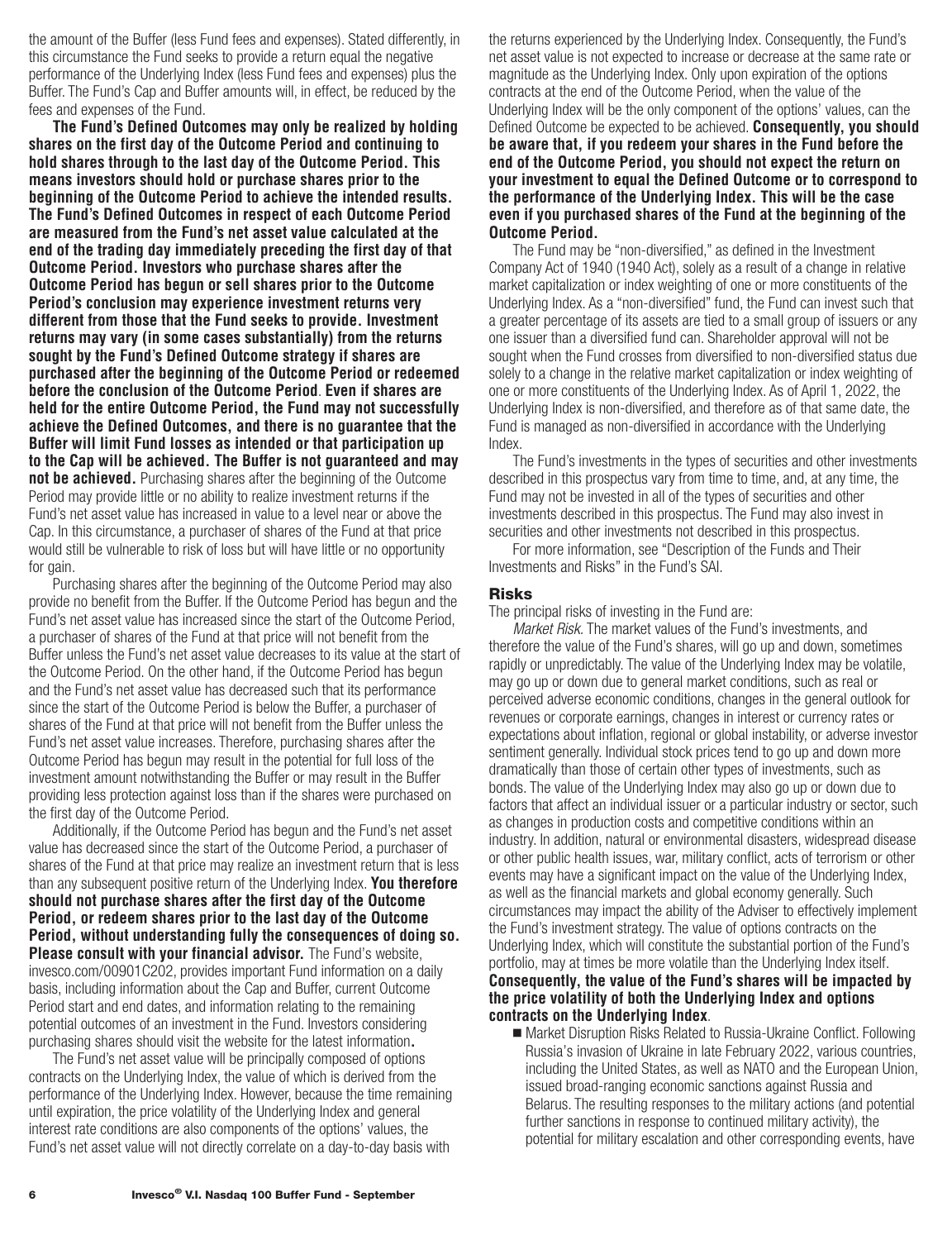the amount of the Buffer (less Fund fees and expenses). Stated differently, in this circumstance the Fund seeks to provide a return equal the negative performance of the Underlying Index (less Fund fees and expenses) plus the Buffer. The Fund's Cap and Buffer amounts will, in effect, be reduced by the fees and expenses of the Fund.

**The Fund's Defined Outcomes may only be realized by holding shares on the first day of the Outcome Period and continuing to hold shares through to the last day of the Outcome Period. This means investors should hold or purchase shares prior to the beginning of the Outcome Period to achieve the intended results. The Fund's Defined Outcomes in respect of each Outcome Period are measured from the Fund's net asset value calculated at the end of the trading day immediately preceding the first day of that Outcome Period. Investors who purchase shares after the Outcome Period has begun or sell shares prior to the Outcome Period's conclusion may experience investment returns very different from those that the Fund seeks to provide. Investment returns may vary (in some cases substantially) from the returns sought by the Fund's Defined Outcome strategy if shares are purchased after the beginning of the Outcome Period or redeemed before the conclusion of the Outcome Period**. **Even if shares are held for the entire Outcome Period, the Fund may not successfully achieve the Defined Outcomes, and there is no guarantee that the Buffer will limit Fund losses as intended or that participation up to the Cap will be achieved. The Buffer is not guaranteed and may not be achieved.** Purchasing shares after the beginning of the Outcome Period may provide little or no ability to realize investment returns if the Fund's net asset value has increased in value to a level near or above the Cap. In this circumstance, a purchaser of shares of the Fund at that price would still be vulnerable to risk of loss but will have little or no opportunity for gain.

Purchasing shares after the beginning of the Outcome Period may also provide no benefit from the Buffer. If the Outcome Period has begun and the Fund's net asset value has increased since the start of the Outcome Period, a purchaser of shares of the Fund at that price will not benefit from the Buffer unless the Fund's net asset value decreases to its value at the start of the Outcome Period. On the other hand, if the Outcome Period has begun and the Fund's net asset value has decreased such that its performance since the start of the Outcome Period is below the Buffer, a purchaser of shares of the Fund at that price will not benefit from the Buffer unless the Fund's net asset value increases. Therefore, purchasing shares after the Outcome Period has begun may result in the potential for full loss of the investment amount notwithstanding the Buffer or may result in the Buffer providing less protection against loss than if the shares were purchased on the first day of the Outcome Period.

Additionally, if the Outcome Period has begun and the Fund's net asset value has decreased since the start of the Outcome Period, a purchaser of shares of the Fund at that price may realize an investment return that is less than any subsequent positive return of the Underlying Index. **You therefore should not purchase shares after the first day of the Outcome Period, or redeem shares prior to the last day of the Outcome Period, without understanding fully the consequences of doing so. Please consult with your financial advisor.** The Fund's website, invesco.com/00901C202, provides important Fund information on a daily basis, including information about the Cap and Buffer, current Outcome Period start and end dates, and information relating to the remaining potential outcomes of an investment in the Fund. Investors considering purchasing shares should visit the website for the latest information**.**

The Fund's net asset value will be principally composed of options contracts on the Underlying Index, the value of which is derived from the performance of the Underlying Index. However, because the time remaining until expiration, the price volatility of the Underlying Index and general interest rate conditions are also components of the options' values, the Fund's net asset value will not directly correlate on a day-to-day basis with the returns experienced by the Underlying Index. Consequently, the Fund's net asset value is not expected to increase or decrease at the same rate or magnitude as the Underlying Index. Only upon expiration of the options contracts at the end of the Outcome Period, when the value of the Underlying Index will be the only component of the options' values, can the Defined Outcome be expected to be achieved. **Consequently, you should be aware that, if you redeem your shares in the Fund before the end of the Outcome Period, you should not expect the return on your investment to equal the Defined Outcome or to correspond to the performance of the Underlying Index. This will be the case even if you purchased shares of the Fund at the beginning of the Outcome Period.**

The Fund may be "non-diversified," as defined in the Investment Company Act of 1940 (1940 Act), solely as a result of a change in relative market capitalization or index weighting of one or more constituents of the Underlying Index. As a "non-diversified" fund, the Fund can invest such that a greater percentage of its assets are tied to a small group of issuers or any one issuer than a diversified fund can. Shareholder approval will not be sought when the Fund crosses from diversified to non-diversified status due solely to a change in the relative market capitalization or index weighting of one or more constituents of the Underlying Index. As of April 1, 2022, the Underlying Index is non-diversified, and therefore as of that same date, the Fund is managed as non-diversified in accordance with the Underlying Index.

The Fund's investments in the types of securities and other investments described in this prospectus vary from time to time, and, at any time, the Fund may not be invested in all of the types of securities and other investments described in this prospectus. The Fund may also invest in securities and other investments not described in this prospectus.

For more information, see "Description of the Funds and Their Investments and Risks" in the Fund's SAI.

## Risks

The principal risks of investing in the Fund are:

*Market Risk.* The market values of the Fund's investments, and therefore the value of the Fund's shares, will go up and down, sometimes rapidly or unpredictably. The value of the Underlying Index may be volatile, may go up or down due to general market conditions, such as real or perceived adverse economic conditions, changes in the general outlook for revenues or corporate earnings, changes in interest or currency rates or expectations about inflation, regional or global instability, or adverse investor sentiment generally. Individual stock prices tend to go up and down more dramatically than those of certain other types of investments, such as bonds. The value of the Underlying Index may also go up or down due to factors that affect an individual issuer or a particular industry or sector, such as changes in production costs and competitive conditions within an industry. In addition, natural or environmental disasters, widespread disease or other public health issues, war, military conflict, acts of terrorism or other events may have a significant impact on the value of the Underlying Index, as well as the financial markets and global economy generally. Such circumstances may impact the ability of the Adviser to effectively implement the Fund's investment strategy. The value of options contracts on the Underlying Index, which will constitute the substantial portion of the Fund's portfolio, may at times be more volatile than the Underlying Index itself. **Consequently, the value of the Fund's shares will be impacted by the price volatility of both the Underlying Index and options contracts on the Underlying Index**.

- Market Disruption Risks Related to Russia-Ukraine Conflict. Following Russia's invasion of Ukraine in late February 2022, various countries, including the United States, as well as NATO and the European Union, issued broad-ranging economic sanctions against Russia and Belarus. The resulting responses to the military actions (and potential further sanctions in response to continued military activity), the potential for military escalation and other corresponding events, have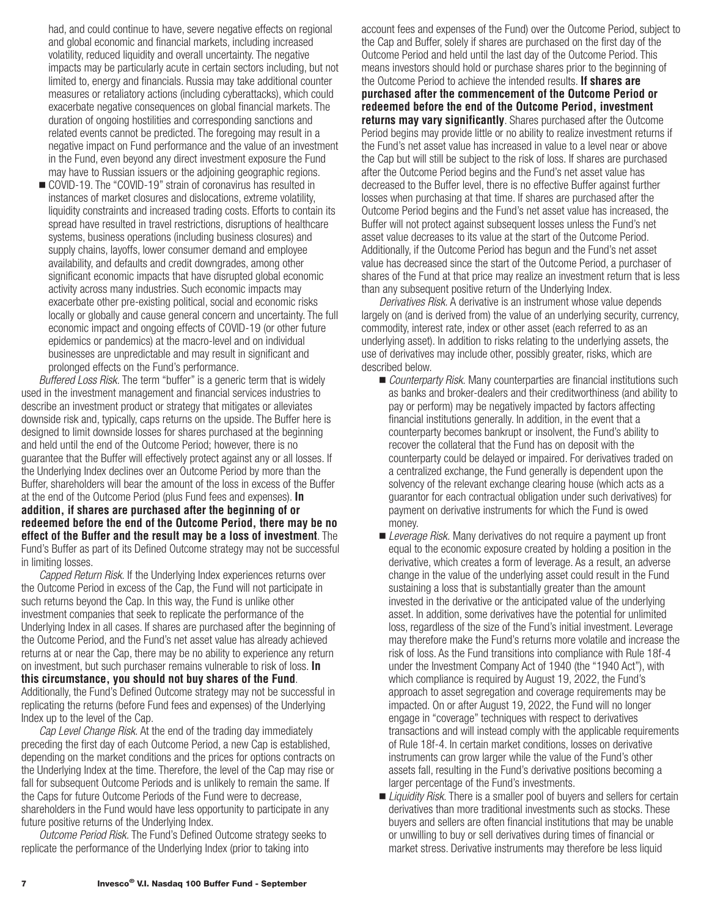had, and could continue to have, severe negative effects on regional and global economic and financial markets, including increased volatility, reduced liquidity and overall uncertainty. The negative impacts may be particularly acute in certain sectors including, but not limited to, energy and financials. Russia may take additional counter measures or retaliatory actions (including cyberattacks), which could exacerbate negative consequences on global financial markets. The duration of ongoing hostilities and corresponding sanctions and related events cannot be predicted. The foregoing may result in a negative impact on Fund performance and the value of an investment in the Fund, even beyond any direct investment exposure the Fund may have to Russian issuers or the adjoining geographic regions.

- COVID-19. The "COVID-19" strain of coronavirus has resulted in instances of market closures and dislocations, extreme volatility, liquidity constraints and increased trading costs. Efforts to contain its spread have resulted in travel restrictions, disruptions of healthcare systems, business operations (including business closures) and supply chains, layoffs, lower consumer demand and employee availability, and defaults and credit downgrades, among other significant economic impacts that have disrupted global economic activity across many industries. Such economic impacts may exacerbate other pre-existing political, social and economic risks locally or globally and cause general concern and uncertainty. The full economic impact and ongoing effects of COVID-19 (or other future epidemics or pandemics) at the macro-level and on individual businesses are unpredictable and may result in significant and prolonged effects on the Fund's performance.

*Buffered Loss Risk.* The term "buffer" is a generic term that is widely used in the investment management and financial services industries to describe an investment product or strategy that mitigates or alleviates downside risk and, typically, caps returns on the upside. The Buffer here is designed to limit downside losses for shares purchased at the beginning and held until the end of the Outcome Period; however, there is no guarantee that the Buffer will effectively protect against any or all losses. If the Underlying Index declines over an Outcome Period by more than the Buffer, shareholders will bear the amount of the loss in excess of the Buffer at the end of the Outcome Period (plus Fund fees and expenses). **In addition, if shares are purchased after the beginning of or redeemed before the end of the Outcome Period, there may be no effect of the Buffer and the result may be a loss of investment**. The Fund's Buffer as part of its Defined Outcome strategy may not be successful in limiting losses.

*Capped Return Risk.* If the Underlying Index experiences returns over the Outcome Period in excess of the Cap, the Fund will not participate in such returns beyond the Cap. In this way, the Fund is unlike other investment companies that seek to replicate the performance of the Underlying Index in all cases. If shares are purchased after the beginning of the Outcome Period, and the Fund's net asset value has already achieved returns at or near the Cap, there may be no ability to experience any return on investment, but such purchaser remains vulnerable to risk of loss. **In this circumstance, you should not buy shares of the Fund**. Additionally, the Fund's Defined Outcome strategy may not be successful in replicating the returns (before Fund fees and expenses) of the Underlying Index up to the level of the Cap.

*Cap Level Change Risk.* At the end of the trading day immediately preceding the first day of each Outcome Period, a new Cap is established, depending on the market conditions and the prices for options contracts on the Underlying Index at the time. Therefore, the level of the Cap may rise or fall for subsequent Outcome Periods and is unlikely to remain the same. If the Caps for future Outcome Periods of the Fund were to decrease, shareholders in the Fund would have less opportunity to participate in any future positive returns of the Underlying Index.

*Outcome Period Risk.* The Fund's Defined Outcome strategy seeks to replicate the performance of the Underlying Index (prior to taking into account fees and expenses of the Fund) over the Outcome Period, subject to the Cap and Buffer, solely if shares are purchased on the first day of the Outcome Period and held until the last day of the Outcome Period. This means investors should hold or purchase shares prior to the beginning of the Outcome Period to achieve the intended results. **If shares are purchased after the commencement of the Outcome Period or redeemed before the end of the Outcome Period, investment returns may vary significantly**. Shares purchased after the Outcome Period begins may provide little or no ability to realize investment returns if the Fund's net asset value has increased in value to a level near or above the Cap but will still be subject to the risk of loss. If shares are purchased after the Outcome Period begins and the Fund's net asset value has decreased to the Buffer level, there is no effective Buffer against further losses when purchasing at that time. If shares are purchased after the Outcome Period begins and the Fund's net asset value has increased, the Buffer will not protect against subsequent losses unless the Fund's net asset value decreases to its value at the start of the Outcome Period. Additionally, if the Outcome Period has begun and the Fund's net asset value has decreased since the start of the Outcome Period, a purchaser of shares of the Fund at that price may realize an investment return that is less than any subsequent positive return of the Underlying Index.

*Derivatives Risk.* A derivative is an instrument whose value depends largely on (and is derived from) the value of an underlying security, currency, commodity, interest rate, index or other asset (each referred to as an underlying asset). In addition to risks relating to the underlying assets, the use of derivatives may include other, possibly greater, risks, which are described below.

- *Counterparty Risk.* Many counterparties are financial institutions such as banks and broker-dealers and their creditworthiness (and ability to pay or perform) may be negatively impacted by factors affecting financial institutions generally. In addition, in the event that a counterparty becomes bankrupt or insolvent, the Fund's ability to recover the collateral that the Fund has on deposit with the counterparty could be delayed or impaired. For derivatives traded on a centralized exchange, the Fund generally is dependent upon the solvency of the relevant exchange clearing house (which acts as a guarantor for each contractual obligation under such derivatives) for payment on derivative instruments for which the Fund is owed money.
- *Leverage Risk.* Many derivatives do not require a payment up front equal to the economic exposure created by holding a position in the derivative, which creates a form of leverage. As a result, an adverse change in the value of the underlying asset could result in the Fund sustaining a loss that is substantially greater than the amount invested in the derivative or the anticipated value of the underlying asset. In addition, some derivatives have the potential for unlimited loss, regardless of the size of the Fund's initial investment. Leverage may therefore make the Fund's returns more volatile and increase the risk of loss. As the Fund transitions into compliance with Rule 18f-4 under the Investment Company Act of 1940 (the "1940 Act"), with which compliance is required by August 19, 2022, the Fund's approach to asset segregation and coverage requirements may be impacted. On or after August 19, 2022, the Fund will no longer engage in "coverage" techniques with respect to derivatives transactions and will instead comply with the applicable requirements of Rule 18f-4. In certain market conditions, losses on derivative instruments can grow larger while the value of the Fund's other assets fall, resulting in the Fund's derivative positions becoming a larger percentage of the Fund's investments.
- *Liquidity Risk.* There is a smaller pool of buyers and sellers for certain derivatives than more traditional investments such as stocks. These buyers and sellers are often financial institutions that may be unable or unwilling to buy or sell derivatives during times of financial or market stress. Derivative instruments may therefore be less liquid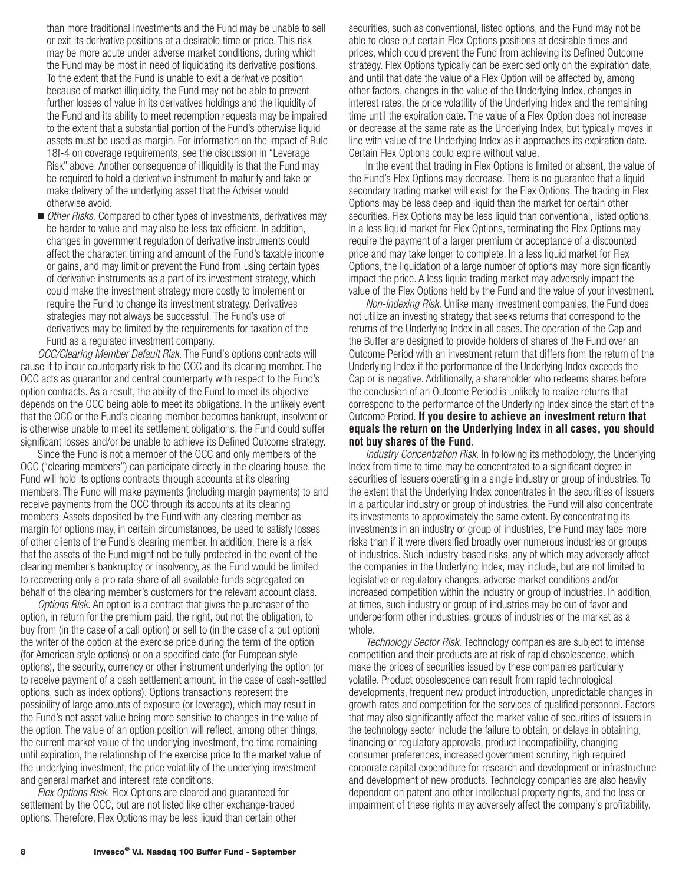than more traditional investments and the Fund may be unable to sell or exit its derivative positions at a desirable time or price. This risk may be more acute under adverse market conditions, during which the Fund may be most in need of liquidating its derivative positions. To the extent that the Fund is unable to exit a derivative position because of market illiquidity, the Fund may not be able to prevent further losses of value in its derivatives holdings and the liquidity of the Fund and its ability to meet redemption requests may be impaired to the extent that a substantial portion of the Fund's otherwise liquid assets must be used as margin. For information on the impact of Rule 18f-4 on coverage requirements, see the discussion in "Leverage Risk" above. Another consequence of illiquidity is that the Fund may be required to hold a derivative instrument to maturity and take or make delivery of the underlying asset that the Adviser would otherwise avoid.

- *Other Risks.* Compared to other types of investments, derivatives may be harder to value and may also be less tax efficient. In addition, changes in government regulation of derivative instruments could affect the character, timing and amount of the Fund's taxable income or gains, and may limit or prevent the Fund from using certain types of derivative instruments as a part of its investment strategy, which could make the investment strategy more costly to implement or require the Fund to change its investment strategy. Derivatives strategies may not always be successful. The Fund's use of derivatives may be limited by the requirements for taxation of the Fund as a regulated investment company.

*OCC/Clearing Member Default Risk.* The Fund's options contracts will cause it to incur counterparty risk to the OCC and its clearing member. The OCC acts as guarantor and central counterparty with respect to the Fund's option contracts. As a result, the ability of the Fund to meet its objective depends on the OCC being able to meet its obligations. In the unlikely event that the OCC or the Fund's clearing member becomes bankrupt, insolvent or is otherwise unable to meet its settlement obligations, the Fund could suffer significant losses and/or be unable to achieve its Defined Outcome strategy.

Since the Fund is not a member of the OCC and only members of the OCC ("clearing members") can participate directly in the clearing house, the Fund will hold its options contracts through accounts at its clearing members. The Fund will make payments (including margin payments) to and receive payments from the OCC through its accounts at its clearing members. Assets deposited by the Fund with any clearing member as margin for options may, in certain circumstances, be used to satisfy losses of other clients of the Fund's clearing member. In addition, there is a risk that the assets of the Fund might not be fully protected in the event of the clearing member's bankruptcy or insolvency, as the Fund would be limited to recovering only a pro rata share of all available funds segregated on behalf of the clearing member's customers for the relevant account class.

*Options Risk.* An option is a contract that gives the purchaser of the option, in return for the premium paid, the right, but not the obligation, to buy from (in the case of a call option) or sell to (in the case of a put option) the writer of the option at the exercise price during the term of the option (for American style options) or on a specified date (for European style options), the security, currency or other instrument underlying the option (or to receive payment of a cash settlement amount, in the case of cash-settled options, such as index options). Options transactions represent the possibility of large amounts of exposure (or leverage), which may result in the Fund's net asset value being more sensitive to changes in the value of the option. The value of an option position will reflect, among other things, the current market value of the underlying investment, the time remaining until expiration, the relationship of the exercise price to the market value of the underlying investment, the price volatility of the underlying investment and general market and interest rate conditions.

*Flex Options Risk.* Flex Options are cleared and guaranteed for settlement by the OCC, but are not listed like other exchange-traded options. Therefore, Flex Options may be less liquid than certain other securities, such as conventional, listed options, and the Fund may not be able to close out certain Flex Options positions at desirable times and prices, which could prevent the Fund from achieving its Defined Outcome strategy. Flex Options typically can be exercised only on the expiration date, and until that date the value of a Flex Option will be affected by, among other factors, changes in the value of the Underlying Index, changes in interest rates, the price volatility of the Underlying Index and the remaining time until the expiration date. The value of a Flex Option does not increase or decrease at the same rate as the Underlying Index, but typically moves in line with value of the Underlying Index as it approaches its expiration date. Certain Flex Options could expire without value.

In the event that trading in Flex Options is limited or absent, the value of the Fund's Flex Options may decrease. There is no guarantee that a liquid secondary trading market will exist for the Flex Options. The trading in Flex Options may be less deep and liquid than the market for certain other securities. Flex Options may be less liquid than conventional, listed options. In a less liquid market for Flex Options, terminating the Flex Options may require the payment of a larger premium or acceptance of a discounted price and may take longer to complete. In a less liquid market for Flex Options, the liquidation of a large number of options may more significantly impact the price. A less liquid trading market may adversely impact the value of the Flex Options held by the Fund and the value of your investment.

*Non-Indexing Risk.* Unlike many investment companies, the Fund does not utilize an investing strategy that seeks returns that correspond to the returns of the Underlying Index in all cases. The operation of the Cap and the Buffer are designed to provide holders of shares of the Fund over an Outcome Period with an investment return that differs from the return of the Underlying Index if the performance of the Underlying Index exceeds the Cap or is negative. Additionally, a shareholder who redeems shares before the conclusion of an Outcome Period is unlikely to realize returns that correspond to the performance of the Underlying Index since the start of the Outcome Period. **If you desire to achieve an investment return that equals the return on the Underlying Index in all cases, you should not buy shares of the Fund**.

*Industry Concentration Risk.* In following its methodology, the Underlying Index from time to time may be concentrated to a significant degree in securities of issuers operating in a single industry or group of industries. To the extent that the Underlying Index concentrates in the securities of issuers in a particular industry or group of industries, the Fund will also concentrate its investments to approximately the same extent. By concentrating its investments in an industry or group of industries, the Fund may face more risks than if it were diversified broadly over numerous industries or groups of industries. Such industry-based risks, any of which may adversely affect the companies in the Underlying Index, may include, but are not limited to legislative or regulatory changes, adverse market conditions and/or increased competition within the industry or group of industries. In addition, at times, such industry or group of industries may be out of favor and underperform other industries, groups of industries or the market as a whole.

*Technology Sector Risk.* Technology companies are subject to intense competition and their products are at risk of rapid obsolescence, which make the prices of securities issued by these companies particularly volatile. Product obsolescence can result from rapid technological developments, frequent new product introduction, unpredictable changes in growth rates and competition for the services of qualified personnel. Factors that may also significantly affect the market value of securities of issuers in the technology sector include the failure to obtain, or delays in obtaining, financing or regulatory approvals, product incompatibility, changing consumer preferences, increased government scrutiny, high required corporate capital expenditure for research and development or infrastructure and development of new products. Technology companies are also heavily dependent on patent and other intellectual property rights, and the loss or impairment of these rights may adversely affect the company's profitability.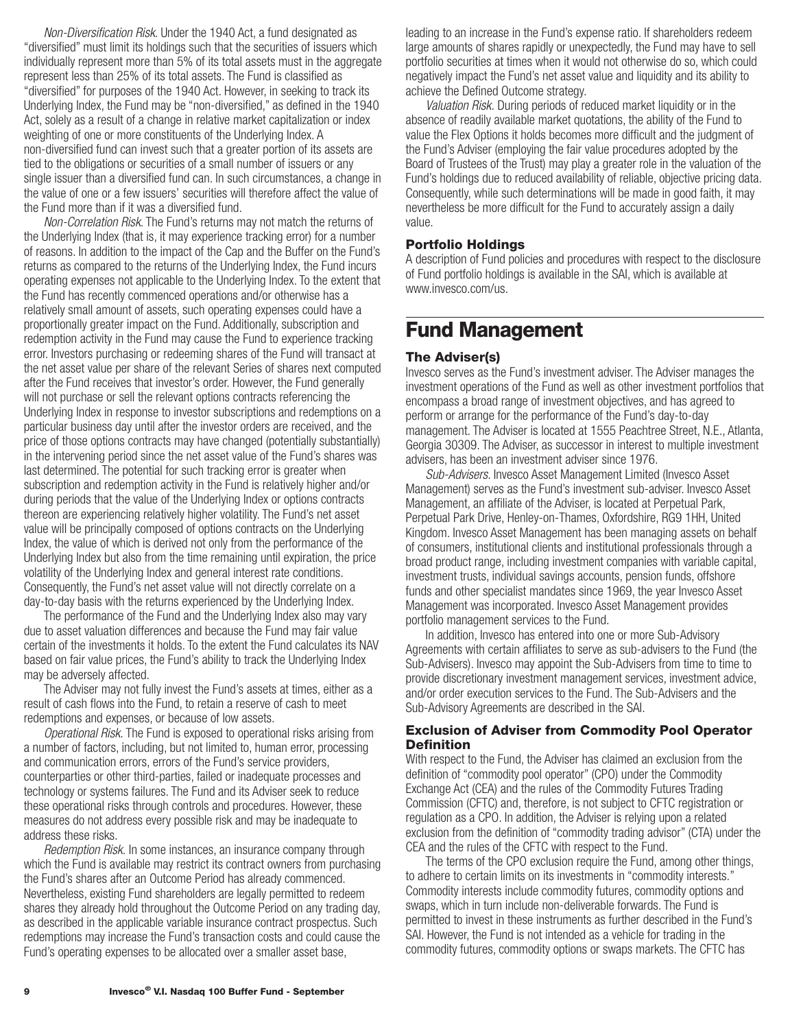*Non-Diversification Risk*. Under the 1940 Act, a fund designated as "diversified" must limit its holdings such that the securities of issuers which individually represent more than 5% of its total assets must in the aggregate represent less than 25% of its total assets. The Fund is classified as "diversified" for purposes of the 1940 Act. However, in seeking to track its Underlying Index, the Fund may be "non-diversified," as defined in the 1940 Act, solely as a result of a change in relative market capitalization or index weighting of one or more constituents of the Underlying Index. A non-diversified fund can invest such that a greater portion of its assets are tied to the obligations or securities of a small number of issuers or any single issuer than a diversified fund can. In such circumstances, a change in the value of one or a few issuers' securities will therefore affect the value of the Fund more than if it was a diversified fund.

*Non-Correlation Risk*. The Fund's returns may not match the returns of the Underlying Index (that is, it may experience tracking error) for a number of reasons. In addition to the impact of the Cap and the Buffer on the Fund's returns as compared to the returns of the Underlying Index, the Fund incurs operating expenses not applicable to the Underlying Index. To the extent that the Fund has recently commenced operations and/or otherwise has a relatively small amount of assets, such operating expenses could have a proportionally greater impact on the Fund. Additionally, subscription and redemption activity in the Fund may cause the Fund to experience tracking error. Investors purchasing or redeeming shares of the Fund will transact at the net asset value per share of the relevant Series of shares next computed after the Fund receives that investor's order. However, the Fund generally will not purchase or sell the relevant options contracts referencing the Underlying Index in response to investor subscriptions and redemptions on a particular business day until after the investor orders are received, and the price of those options contracts may have changed (potentially substantially) in the intervening period since the net asset value of the Fund's shares was last determined. The potential for such tracking error is greater when subscription and redemption activity in the Fund is relatively higher and/or during periods that the value of the Underlying Index or options contracts thereon are experiencing relatively higher volatility. The Fund's net asset value will be principally composed of options contracts on the Underlying Index, the value of which is derived not only from the performance of the Underlying Index but also from the time remaining until expiration, the price volatility of the Underlying Index and general interest rate conditions. Consequently, the Fund's net asset value will not directly correlate on a day-to-day basis with the returns experienced by the Underlying Index.

The performance of the Fund and the Underlying Index also may vary due to asset valuation differences and because the Fund may fair value certain of the investments it holds. To the extent the Fund calculates its NAV based on fair value prices, the Fund's ability to track the Underlying Index may be adversely affected.

The Adviser may not fully invest the Fund's assets at times, either as a result of cash flows into the Fund, to retain a reserve of cash to meet redemptions and expenses, or because of low assets.

*Operational Risk.* The Fund is exposed to operational risks arising from a number of factors, including, but not limited to, human error, processing and communication errors, errors of the Fund's service providers, counterparties or other third-parties, failed or inadequate processes and technology or systems failures. The Fund and its Adviser seek to reduce these operational risks through controls and procedures. However, these measures do not address every possible risk and may be inadequate to address these risks.

*Redemption Risk.* In some instances, an insurance company through which the Fund is available may restrict its contract owners from purchasing the Fund's shares after an Outcome Period has already commenced. Nevertheless, existing Fund shareholders are legally permitted to redeem shares they already hold throughout the Outcome Period on any trading day, as described in the applicable variable insurance contract prospectus. Such redemptions may increase the Fund's transaction costs and could cause the Fund's operating expenses to be allocated over a smaller asset base, leading to an increase in the Fund's expense ratio. If shareholders redeem large amounts of shares rapidly or unexpectedly, the Fund may have to sell portfolio securities at times when it would not otherwise do so, which could negatively impact the Fund's net asset value and liquidity and its ability to achieve the Defined Outcome strategy.

*Valuation Risk*. During periods of reduced market liquidity or in the absence of readily available market quotations, the ability of the Fund to value the Flex Options it holds becomes more difficult and the judgment of the Fund's Adviser (employing the fair value procedures adopted by the Board of Trustees of the Trust) may play a greater role in the valuation of the Fund's holdings due to reduced availability of reliable, objective pricing data. Consequently, while such determinations will be made in good faith, it may nevertheless be more difficult for the Fund to accurately assign a daily value.

### Portfolio Holdings

A description of Fund policies and procedures with respect to the disclosure of Fund portfolio holdings is available in the SAI, which is available at www.invesco.com/us.

## Fund Management

### The Adviser(s)

Invesco serves as the Fund's investment adviser. The Adviser manages the investment operations of the Fund as well as other investment portfolios that encompass a broad range of investment objectives, and has agreed to perform or arrange for the performance of the Fund's day-to-day management. The Adviser is located at 1555 Peachtree Street, N.E., Atlanta, Georgia 30309. The Adviser, as successor in interest to multiple investment advisers, has been an investment adviser since 1976.

*Sub-Advisers.* Invesco Asset Management Limited (Invesco Asset Management) serves as the Fund's investment sub-adviser. Invesco Asset Management, an affiliate of the Adviser, is located at Perpetual Park, Perpetual Park Drive, Henley-on-Thames, Oxfordshire, RG9 1HH, United Kingdom. Invesco Asset Management has been managing assets on behalf of consumers, institutional clients and institutional professionals through a broad product range, including investment companies with variable capital, investment trusts, individual savings accounts, pension funds, offshore funds and other specialist mandates since 1969, the year Invesco Asset Management was incorporated. Invesco Asset Management provides portfolio management services to the Fund.

In addition, Invesco has entered into one or more Sub-Advisory Agreements with certain affiliates to serve as sub-advisers to the Fund (the Sub-Advisers). Invesco may appoint the Sub-Advisers from time to time to provide discretionary investment management services, investment advice, and/or order execution services to the Fund. The Sub-Advisers and the Sub-Advisory Agreements are described in the SAI.

### Exclusion of Adviser from Commodity Pool Operator Definition

With respect to the Fund, the Adviser has claimed an exclusion from the definition of "commodity pool operator" (CPO) under the Commodity Exchange Act (CEA) and the rules of the Commodity Futures Trading Commission (CFTC) and, therefore, is not subject to CFTC registration or regulation as a CPO. In addition, the Adviser is relying upon a related exclusion from the definition of "commodity trading advisor" (CTA) under the CEA and the rules of the CFTC with respect to the Fund.

The terms of the CPO exclusion require the Fund, among other things, to adhere to certain limits on its investments in "commodity interests." Commodity interests include commodity futures, commodity options and swaps, which in turn include non-deliverable forwards. The Fund is permitted to invest in these instruments as further described in the Fund's SAI. However, the Fund is not intended as a vehicle for trading in the commodity futures, commodity options or swaps markets. The CFTC has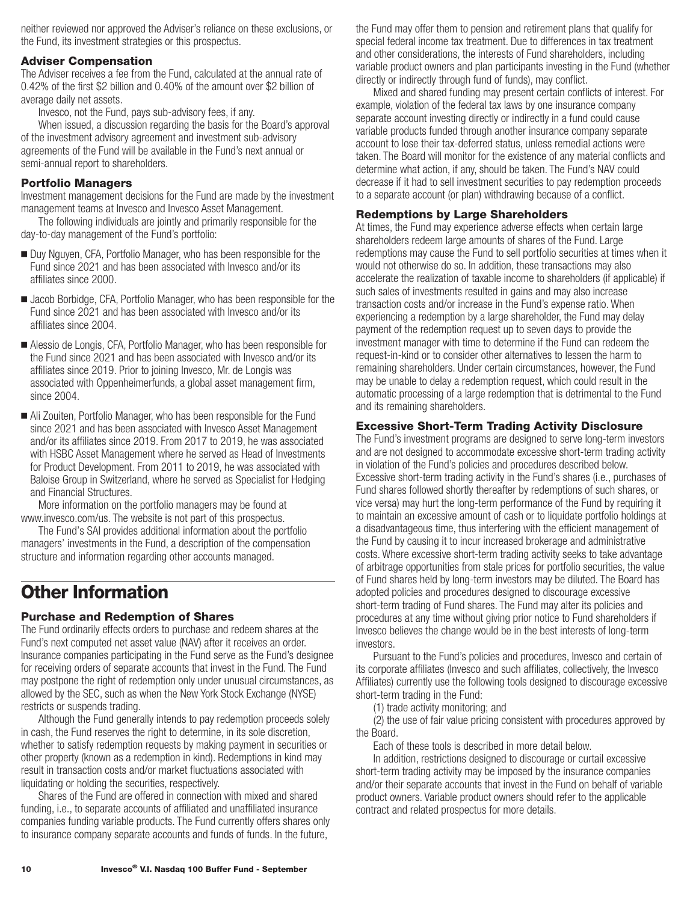neither reviewed nor approved the Adviser's reliance on these exclusions, or the Fund, its investment strategies or this prospectus.

### Adviser Compensation

The Adviser receives a fee from the Fund, calculated at the annual rate of 0.42% of the first $2 billion and 0.40% of the amount over $2 billion of average daily net assets.

Invesco, not the Fund, pays sub-advisory fees, if any.

When issued, a discussion regarding the basis for the Board's approval of the investment advisory agreement and investment sub-advisory agreements of the Fund will be available in the Fund's next annual or semi-annual report to shareholders.

### Portfolio Managers

Investment management decisions for the Fund are made by the investment management teams at Invesco and Invesco Asset Management.

The following individuals are jointly and primarily responsible for the day-to-day management of the Fund's portfolio:

- Duy Nguyen, CFA, Portfolio Manager, who has been responsible for the Fund since 2021 and has been associated with Invesco and/or its affiliates since 2000.
- Jacob Borbidge, CFA, Portfolio Manager, who has been responsible for the Fund since 2021 and has been associated with Invesco and/or its affiliates since 2004.
- Alessio de Longis, CFA, Portfolio Manager, who has been responsible for the Fund since 2021 and has been associated with Invesco and/or its affiliates since 2019. Prior to joining Invesco, Mr. de Longis was associated with Oppenheimerfunds, a global asset management firm, since 2004.
- Ali Zouiten, Portfolio Manager, who has been responsible for the Fund since 2021 and has been associated with Invesco Asset Management and/or its affiliates since 2019. From 2017 to 2019, he was associated with HSBC Asset Management where he served as Head of Investments for Product Development. From 2011 to 2019, he was associated with Baloise Group in Switzerland, where he served as Specialist for Hedging and Financial Structures.

More information on the portfolio managers may be found at www.invesco.com/us. The website is not part of this prospectus.

The Fund's SAI provides additional information about the portfolio managers' investments in the Fund, a description of the compensation structure and information regarding other accounts managed.

## Other Information

### Purchase and Redemption of Shares

The Fund ordinarily effects orders to purchase and redeem shares at the Fund's next computed net asset value (NAV) after it receives an order. Insurance companies participating in the Fund serve as the Fund's designee for receiving orders of separate accounts that invest in the Fund. The Fund may postpone the right of redemption only under unusual circumstances, as allowed by the SEC, such as when the New York Stock Exchange (NYSE) restricts or suspends trading.

Although the Fund generally intends to pay redemption proceeds solely in cash, the Fund reserves the right to determine, in its sole discretion, whether to satisfy redemption requests by making payment in securities or other property (known as a redemption in kind). Redemptions in kind may result in transaction costs and/or market fluctuations associated with liquidating or holding the securities, respectively.

Shares of the Fund are offered in connection with mixed and shared funding, i.e., to separate accounts of affiliated and unaffiliated insurance companies funding variable products. The Fund currently offers shares only to insurance company separate accounts and funds of funds. In the future, the Fund may offer them to pension and retirement plans that qualify for special federal income tax treatment. Due to differences in tax treatment and other considerations, the interests of Fund shareholders, including variable product owners and plan participants investing in the Fund (whether directly or indirectly through fund of funds), may conflict.

Mixed and shared funding may present certain conflicts of interest. For example, violation of the federal tax laws by one insurance company separate account investing directly or indirectly in a fund could cause variable products funded through another insurance company separate account to lose their tax-deferred status, unless remedial actions were taken. The Board will monitor for the existence of any material conflicts and determine what action, if any, should be taken. The Fund's NAV could decrease if it had to sell investment securities to pay redemption proceeds to a separate account (or plan) withdrawing because of a conflict.

### Redemptions by Large Shareholders

At times, the Fund may experience adverse effects when certain large shareholders redeem large amounts of shares of the Fund. Large redemptions may cause the Fund to sell portfolio securities at times when it would not otherwise do so. In addition, these transactions may also accelerate the realization of taxable income to shareholders (if applicable) if such sales of investments resulted in gains and may also increase transaction costs and/or increase in the Fund's expense ratio. When experiencing a redemption by a large shareholder, the Fund may delay payment of the redemption request up to seven days to provide the investment manager with time to determine if the Fund can redeem the request-in-kind or to consider other alternatives to lessen the harm to remaining shareholders. Under certain circumstances, however, the Fund may be unable to delay a redemption request, which could result in the automatic processing of a large redemption that is detrimental to the Fund and its remaining shareholders.

### Excessive Short-Term Trading Activity Disclosure

The Fund's investment programs are designed to serve long-term investors and are not designed to accommodate excessive short-term trading activity in violation of the Fund's policies and procedures described below. Excessive short-term trading activity in the Fund's shares (i.e., purchases of Fund shares followed shortly thereafter by redemptions of such shares, or vice versa) may hurt the long-term performance of the Fund by requiring it to maintain an excessive amount of cash or to liquidate portfolio holdings at a disadvantageous time, thus interfering with the efficient management of the Fund by causing it to incur increased brokerage and administrative costs. Where excessive short-term trading activity seeks to take advantage of arbitrage opportunities from stale prices for portfolio securities, the value of Fund shares held by long-term investors may be diluted. The Board has adopted policies and procedures designed to discourage excessive short-term trading of Fund shares. The Fund may alter its policies and procedures at any time without giving prior notice to Fund shareholders if Invesco believes the change would be in the best interests of long-term investors.

Pursuant to the Fund's policies and procedures, Invesco and certain of its corporate affiliates (Invesco and such affiliates, collectively, the Invesco Affiliates) currently use the following tools designed to discourage excessive short-term trading in the Fund:

(1) trade activity monitoring; and

(2) the use of fair value pricing consistent with procedures approved by the Board.

Each of these tools is described in more detail below.

In addition, restrictions designed to discourage or curtail excessive short-term trading activity may be imposed by the insurance companies and/or their separate accounts that invest in the Fund on behalf of variable product owners. Variable product owners should refer to the applicable contract and related prospectus for more details.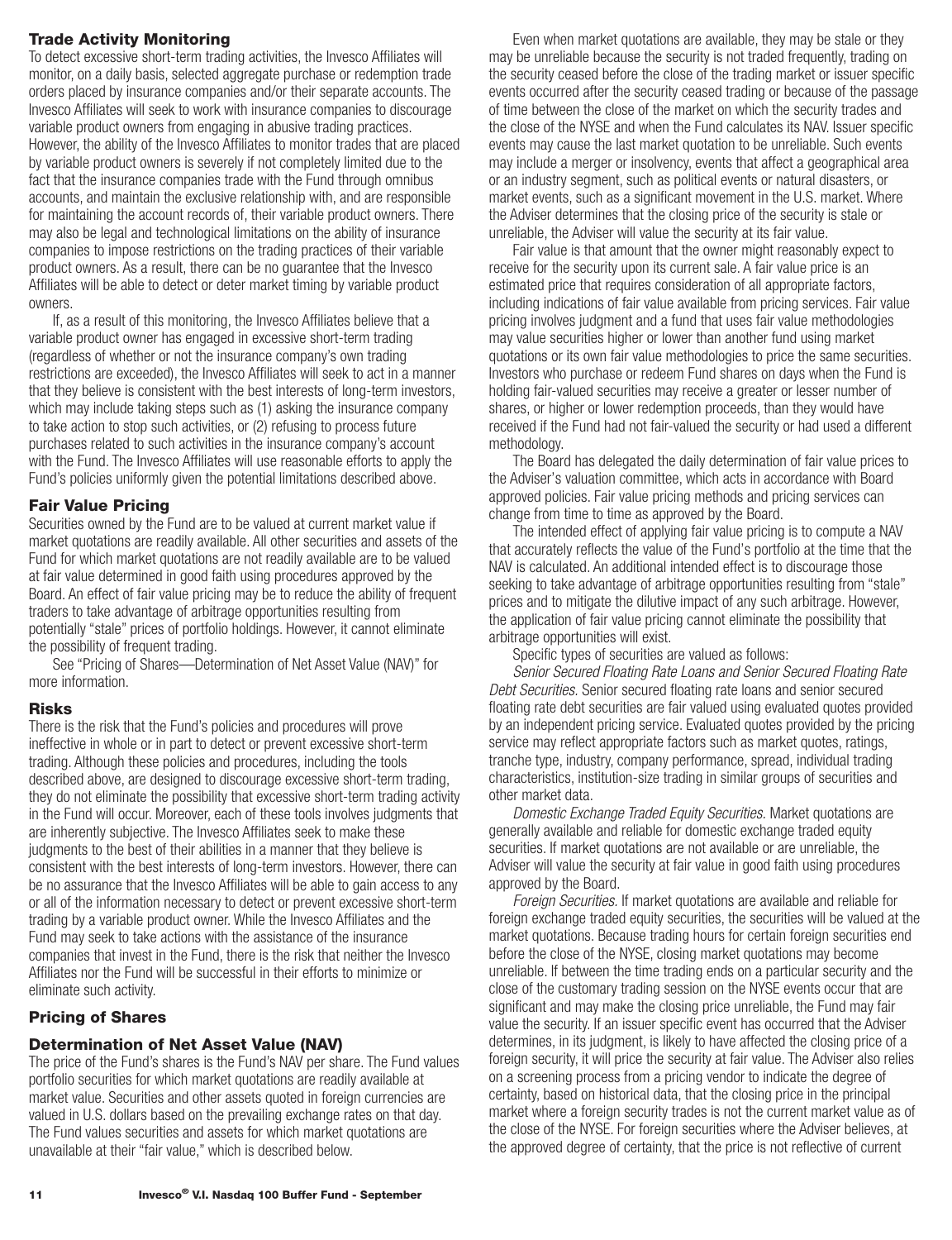### Trade Activity Monitoring

To detect excessive short-term trading activities, the Invesco Affiliates will monitor, on a daily basis, selected aggregate purchase or redemption trade orders placed by insurance companies and/or their separate accounts. The Invesco Affiliates will seek to work with insurance companies to discourage variable product owners from engaging in abusive trading practices. However, the ability of the Invesco Affiliates to monitor trades that are placed by variable product owners is severely if not completely limited due to the fact that the insurance companies trade with the Fund through omnibus accounts, and maintain the exclusive relationship with, and are responsible for maintaining the account records of, their variable product owners. There may also be legal and technological limitations on the ability of insurance companies to impose restrictions on the trading practices of their variable product owners. As a result, there can be no guarantee that the Invesco Affiliates will be able to detect or deter market timing by variable product owners.

If, as a result of this monitoring, the Invesco Affiliates believe that a variable product owner has engaged in excessive short-term trading (regardless of whether or not the insurance company's own trading restrictions are exceeded), the Invesco Affiliates will seek to act in a manner that they believe is consistent with the best interests of long-term investors, which may include taking steps such as (1) asking the insurance company to take action to stop such activities, or (2) refusing to process future purchases related to such activities in the insurance company's account with the Fund. The Invesco Affiliates will use reasonable efforts to apply the Fund's policies uniformly given the potential limitations described above.

### Fair Value Pricing

Securities owned by the Fund are to be valued at current market value if market quotations are readily available. All other securities and assets of the Fund for which market quotations are not readily available are to be valued at fair value determined in good faith using procedures approved by the Board. An effect of fair value pricing may be to reduce the ability of frequent traders to take advantage of arbitrage opportunities resulting from potentially "stale" prices of portfolio holdings. However, it cannot eliminate the possibility of frequent trading.

See "Pricing of Shares—Determination of Net Asset Value (NAV)" for more information.

### Risks

There is the risk that the Fund's policies and procedures will prove ineffective in whole or in part to detect or prevent excessive short-term trading. Although these policies and procedures, including the tools described above, are designed to discourage excessive short-term trading, they do not eliminate the possibility that excessive short-term trading activity in the Fund will occur. Moreover, each of these tools involves judgments that are inherently subjective. The Invesco Affiliates seek to make these judgments to the best of their abilities in a manner that they believe is consistent with the best interests of long-term investors. However, there can be no assurance that the Invesco Affiliates will be able to gain access to any or all of the information necessary to detect or prevent excessive short-term trading by a variable product owner. While the Invesco Affiliates and the Fund may seek to take actions with the assistance of the insurance companies that invest in the Fund, there is the risk that neither the Invesco Affiliates nor the Fund will be successful in their efforts to minimize or eliminate such activity.

## Pricing of Shares

### Determination of Net Asset Value (NAV)

The price of the Fund's shares is the Fund's NAV per share. The Fund values portfolio securities for which market quotations are readily available at market value. Securities and other assets quoted in foreign currencies are valued in U.S. dollars based on the prevailing exchange rates on that day. The Fund values securities and assets for which market quotations are unavailable at their "fair value," which is described below.

Even when market quotations are available, they may be stale or they may be unreliable because the security is not traded frequently, trading on the security ceased before the close of the trading market or issuer specific events occurred after the security ceased trading or because of the passage of time between the close of the market on which the security trades and the close of the NYSE and when the Fund calculates its NAV. Issuer specific events may cause the last market quotation to be unreliable. Such events may include a merger or insolvency, events that affect a geographical area or an industry segment, such as political events or natural disasters, or market events, such as a significant movement in the U.S. market. Where the Adviser determines that the closing price of the security is stale or unreliable, the Adviser will value the security at its fair value.

Fair value is that amount that the owner might reasonably expect to receive for the security upon its current sale. A fair value price is an estimated price that requires consideration of all appropriate factors, including indications of fair value available from pricing services. Fair value pricing involves judgment and a fund that uses fair value methodologies may value securities higher or lower than another fund using market quotations or its own fair value methodologies to price the same securities. Investors who purchase or redeem Fund shares on days when the Fund is holding fair-valued securities may receive a greater or lesser number of shares, or higher or lower redemption proceeds, than they would have received if the Fund had not fair-valued the security or had used a different methodology.

The Board has delegated the daily determination of fair value prices to the Adviser's valuation committee, which acts in accordance with Board approved policies. Fair value pricing methods and pricing services can change from time to time as approved by the Board.

The intended effect of applying fair value pricing is to compute a NAV that accurately reflects the value of the Fund's portfolio at the time that the NAV is calculated. An additional intended effect is to discourage those seeking to take advantage of arbitrage opportunities resulting from "stale" prices and to mitigate the dilutive impact of any such arbitrage. However, the application of fair value pricing cannot eliminate the possibility that arbitrage opportunities will exist.

Specific types of securities are valued as follows:

*Senior Secured Floating Rate Loans and Senior Secured Floating Rate Debt Securities.* Senior secured floating rate loans and senior secured floating rate debt securities are fair valued using evaluated quotes provided by an independent pricing service. Evaluated quotes provided by the pricing service may reflect appropriate factors such as market quotes, ratings, tranche type, industry, company performance, spread, individual trading characteristics, institution-size trading in similar groups of securities and other market data.

*Domestic Exchange Traded Equity Securities.* Market quotations are generally available and reliable for domestic exchange traded equity securities. If market quotations are not available or are unreliable, the Adviser will value the security at fair value in good faith using procedures approved by the Board.

*Foreign Securities.* If market quotations are available and reliable for foreign exchange traded equity securities, the securities will be valued at the market quotations. Because trading hours for certain foreign securities end before the close of the NYSE, closing market quotations may become unreliable. If between the time trading ends on a particular security and the close of the customary trading session on the NYSE events occur that are significant and may make the closing price unreliable, the Fund may fair value the security. If an issuer specific event has occurred that the Adviser determines, in its judgment, is likely to have affected the closing price of a foreign security, it will price the security at fair value. The Adviser also relies on a screening process from a pricing vendor to indicate the degree of certainty, based on historical data, that the closing price in the principal market where a foreign security trades is not the current market value as of the close of the NYSE. For foreign securities where the Adviser believes, at the approved degree of certainty, that the price is not reflective of current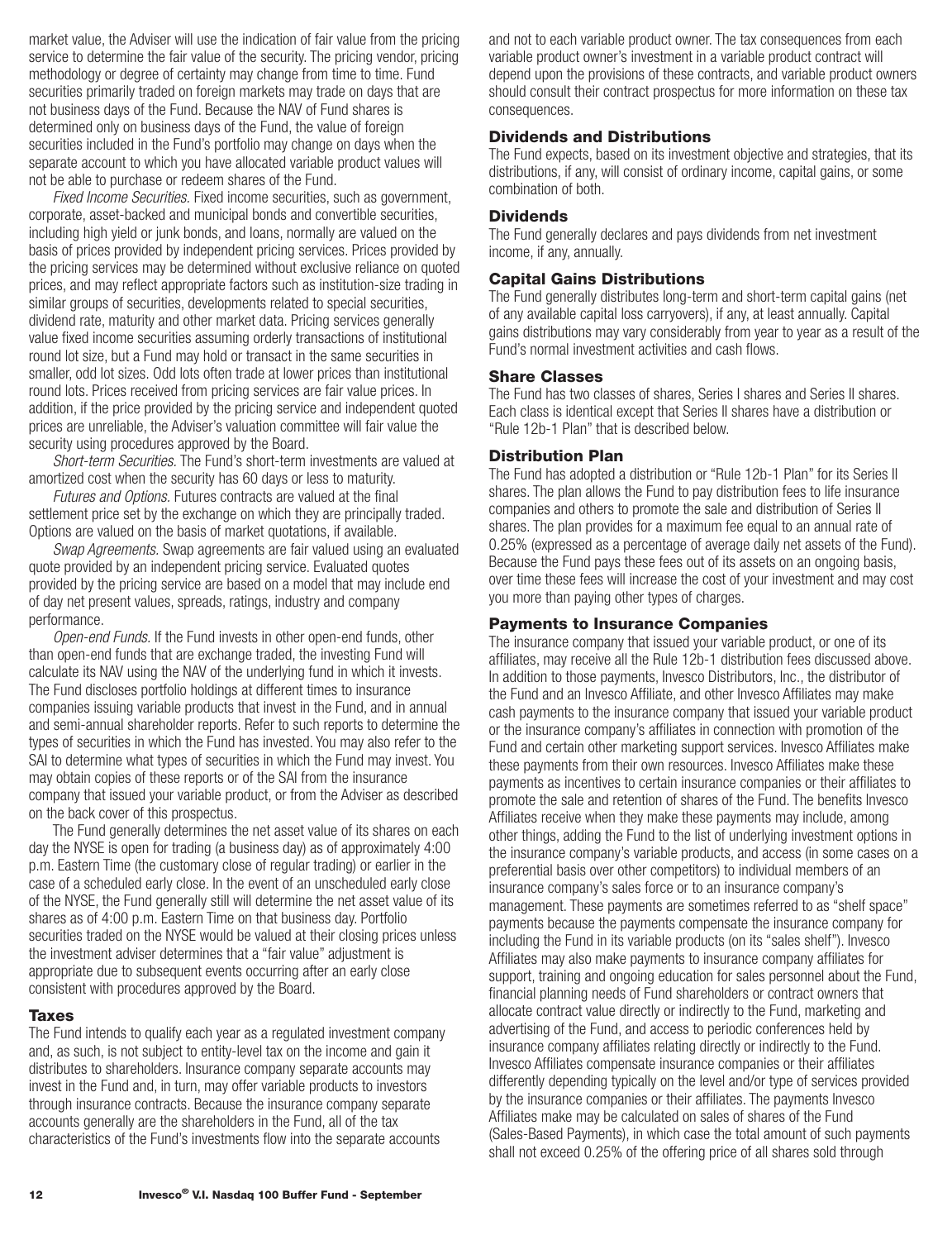market value, the Adviser will use the indication of fair value from the pricing service to determine the fair value of the security. The pricing vendor, pricing methodology or degree of certainty may change from time to time. Fund securities primarily traded on foreign markets may trade on days that are not business days of the Fund. Because the NAV of Fund shares is determined only on business days of the Fund, the value of foreign securities included in the Fund's portfolio may change on days when the separate account to which you have allocated variable product values will not be able to purchase or redeem shares of the Fund.

*Fixed Income Securities.* Fixed income securities, such as government, corporate, asset-backed and municipal bonds and convertible securities, including high yield or junk bonds, and loans, normally are valued on the basis of prices provided by independent pricing services. Prices provided by the pricing services may be determined without exclusive reliance on quoted prices, and may reflect appropriate factors such as institution-size trading in similar groups of securities, developments related to special securities, dividend rate, maturity and other market data. Pricing services generally value fixed income securities assuming orderly transactions of institutional round lot size, but a Fund may hold or transact in the same securities in smaller, odd lot sizes. Odd lots often trade at lower prices than institutional round lots. Prices received from pricing services are fair value prices. In addition, if the price provided by the pricing service and independent quoted prices are unreliable, the Adviser's valuation committee will fair value the security using procedures approved by the Board.

*Short-term Securities.* The Fund's short-term investments are valued at amortized cost when the security has 60 days or less to maturity.

*Futures and Options.* Futures contracts are valued at the final settlement price set by the exchange on which they are principally traded. Options are valued on the basis of market quotations, if available.

*Swap Agreements.* Swap agreements are fair valued using an evaluated quote provided by an independent pricing service. Evaluated quotes provided by the pricing service are based on a model that may include end of day net present values, spreads, ratings, industry and company performance.

*Open-end Funds.* If the Fund invests in other open-end funds, other than open-end funds that are exchange traded, the investing Fund will calculate its NAV using the NAV of the underlying fund in which it invests. The Fund discloses portfolio holdings at different times to insurance companies issuing variable products that invest in the Fund, and in annual and semi-annual shareholder reports. Refer to such reports to determine the types of securities in which the Fund has invested. You may also refer to the SAI to determine what types of securities in which the Fund may invest. You may obtain copies of these reports or of the SAI from the insurance company that issued your variable product, or from the Adviser as described on the back cover of this prospectus.

The Fund generally determines the net asset value of its shares on each day the NYSE is open for trading (a business day) as of approximately 4:00 p.m. Eastern Time (the customary close of regular trading) or earlier in the case of a scheduled early close. In the event of an unscheduled early close of the NYSE, the Fund generally still will determine the net asset value of its shares as of 4:00 p.m. Eastern Time on that business day. Portfolio securities traded on the NYSE would be valued at their closing prices unless the investment adviser determines that a "fair value" adjustment is appropriate due to subsequent events occurring after an early close consistent with procedures approved by the Board.

## Taxes

The Fund intends to qualify each year as a regulated investment company and, as such, is not subject to entity-level tax on the income and gain it distributes to shareholders. Insurance company separate accounts may invest in the Fund and, in turn, may offer variable products to investors through insurance contracts. Because the insurance company separate accounts generally are the shareholders in the Fund, all of the tax characteristics of the Fund's investments flow into the separate accounts and not to each variable product owner. The tax consequences from each variable product owner's investment in a variable product contract will depend upon the provisions of these contracts, and variable product owners should consult their contract prospectus for more information on these tax consequences.

## Dividends and Distributions

The Fund expects, based on its investment objective and strategies, that its distributions, if any, will consist of ordinary income, capital gains, or some combination of both.

## Dividends

The Fund generally declares and pays dividends from net investment income, if any, annually.

## Capital Gains Distributions

The Fund generally distributes long-term and short-term capital gains (net of any available capital loss carryovers), if any, at least annually. Capital gains distributions may vary considerably from year to year as a result of the Fund's normal investment activities and cash flows.

## Share Classes

The Fund has two classes of shares, Series I shares and Series II shares. Each class is identical except that Series II shares have a distribution or "Rule 12b-1 Plan" that is described below.

## Distribution Plan

The Fund has adopted a distribution or "Rule 12b-1 Plan" for its Series II shares. The plan allows the Fund to pay distribution fees to life insurance companies and others to promote the sale and distribution of Series II shares. The plan provides for a maximum fee equal to an annual rate of 0.25% (expressed as a percentage of average daily net assets of the Fund). Because the Fund pays these fees out of its assets on an ongoing basis, over time these fees will increase the cost of your investment and may cost you more than paying other types of charges.

## Payments to Insurance Companies

The insurance company that issued your variable product, or one of its affiliates, may receive all the Rule 12b-1 distribution fees discussed above. In addition to those payments, Invesco Distributors, Inc., the distributor of the Fund and an Invesco Affiliate, and other Invesco Affiliates may make cash payments to the insurance company that issued your variable product or the insurance company's affiliates in connection with promotion of the Fund and certain other marketing support services. Invesco Affiliates make these payments from their own resources. Invesco Affiliates make these payments as incentives to certain insurance companies or their affiliates to promote the sale and retention of shares of the Fund. The benefits Invesco Affiliates receive when they make these payments may include, among other things, adding the Fund to the list of underlying investment options in the insurance company's variable products, and access (in some cases on a preferential basis over other competitors) to individual members of an insurance company's sales force or to an insurance company's management. These payments are sometimes referred to as "shelf space" payments because the payments compensate the insurance company for including the Fund in its variable products (on its "sales shelf"). Invesco Affiliates may also make payments to insurance company affiliates for support, training and ongoing education for sales personnel about the Fund, financial planning needs of Fund shareholders or contract owners that allocate contract value directly or indirectly to the Fund, marketing and advertising of the Fund, and access to periodic conferences held by insurance company affiliates relating directly or indirectly to the Fund. Invesco Affiliates compensate insurance companies or their affiliates differently depending typically on the level and/or type of services provided by the insurance companies or their affiliates. The payments Invesco Affiliates make may be calculated on sales of shares of the Fund (Sales-Based Payments), in which case the total amount of such payments shall not exceed 0.25% of the offering price of all shares sold through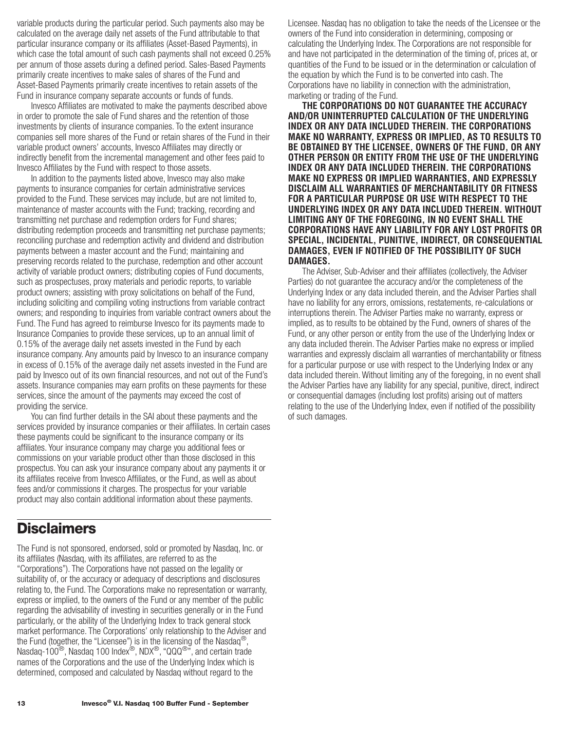variable products during the particular period. Such payments also may be calculated on the average daily net assets of the Fund attributable to that particular insurance company or its affiliates (Asset-Based Payments), in which case the total amount of such cash payments shall not exceed 0.25% per annum of those assets during a defined period. Sales-Based Payments primarily create incentives to make sales of shares of the Fund and Asset-Based Payments primarily create incentives to retain assets of the Fund in insurance company separate accounts or funds of funds.

Invesco Affiliates are motivated to make the payments described above in order to promote the sale of Fund shares and the retention of those investments by clients of insurance companies. To the extent insurance companies sell more shares of the Fund or retain shares of the Fund in their variable product owners' accounts, Invesco Affiliates may directly or indirectly benefit from the incremental management and other fees paid to Invesco Affiliates by the Fund with respect to those assets.

In addition to the payments listed above, Invesco may also make payments to insurance companies for certain administrative services provided to the Fund. These services may include, but are not limited to, maintenance of master accounts with the Fund; tracking, recording and transmitting net purchase and redemption orders for Fund shares; distributing redemption proceeds and transmitting net purchase payments; reconciling purchase and redemption activity and dividend and distribution payments between a master account and the Fund; maintaining and preserving records related to the purchase, redemption and other account activity of variable product owners; distributing copies of Fund documents, such as prospectuses, proxy materials and periodic reports, to variable product owners; assisting with proxy solicitations on behalf of the Fund, including soliciting and compiling voting instructions from variable contract owners; and responding to inquiries from variable contract owners about the Fund. The Fund has agreed to reimburse Invesco for its payments made to Insurance Companies to provide these services, up to an annual limit of 0.15% of the average daily net assets invested in the Fund by each insurance company. Any amounts paid by Invesco to an insurance company in excess of 0.15% of the average daily net assets invested in the Fund are paid by Invesco out of its own financial resources, and not out of the Fund's assets. Insurance companies may earn profits on these payments for these services, since the amount of the payments may exceed the cost of providing the service.

You can find further details in the SAI about these payments and the services provided by insurance companies or their affiliates. In certain cases these payments could be significant to the insurance company or its affiliates. Your insurance company may charge you additional fees or commissions on your variable product other than those disclosed in this prospectus. You can ask your insurance company about any payments it or its affiliates receive from Invesco Affiliates, or the Fund, as well as about fees and/or commissions it charges. The prospectus for your variable product may also contain additional information about these payments.

# Disclaimers

The Fund is not sponsored, endorsed, sold or promoted by Nasdaq, Inc. or its affiliates (Nasdaq, with its affiliates, are referred to as the "Corporations"). The Corporations have not passed on the legality or suitability of, or the accuracy or adequacy of descriptions and disclosures relating to, the Fund. The Corporations make no representation or warranty, express or implied, to the owners of the Fund or any member of the public regarding the advisability of investing in securities generally or in the Fund particularly, or the ability of the Underlying Index to track general stock market performance. The Corporations' only relationship to the Adviser and the Fund (together, the "Licensee") is in the licensing of the Nasdaq®, Nasdaq-100®, Nasdaq 100 Index®, NDX®, "QQQ®", and certain trade names of the Corporations and the use of the Underlying Index which is determined, composed and calculated by Nasdaq without regard to the Licensee. Nasdaq has no obligation to take the needs of the Licensee or the owners of the Fund into consideration in determining, composing or calculating the Underlying Index. The Corporations are not responsible for and have not participated in the determination of the timing of, prices at, or quantities of the Fund to be issued or in the determination or calculation of the equation by which the Fund is to be converted into cash. The Corporations have no liability in connection with the administration, marketing or trading of the Fund.

**THE CORPORATIONS DO NOT GUARANTEE THE ACCURACY AND/OR UNINTERRUPTED CALCULATION OF THE UNDERLYING INDEX OR ANY DATA INCLUDED THEREIN. THE CORPORATIONS MAKE NO WARRANTY, EXPRESS OR IMPLIED, AS TO RESULTS TO BE OBTAINED BY THE LICENSEE, OWNERS OF THE FUND, OR ANY OTHER PERSON OR ENTITY FROM THE USE OF THE UNDERLYING INDEX OR ANY DATA INCLUDED THEREIN. THE CORPORATIONS MAKE NO EXPRESS OR IMPLIED WARRANTIES, AND EXPRESSLY DISCLAIM ALL WARRANTIES OF MERCHANTABILITY OR FITNESS FOR A PARTICULAR PURPOSE OR USE WITH RESPECT TO THE UNDERLYING INDEX OR ANY DATA INCLUDED THEREIN. WITHOUT LIMITING ANY OF THE FOREGOING, IN NO EVENT SHALL THE CORPORATIONS HAVE ANY LIABILITY FOR ANY LOST PROFITS OR SPECIAL, INCIDENTAL, PUNITIVE, INDIRECT, OR CONSEQUENTIAL DAMAGES, EVEN IF NOTIFIED OF THE POSSIBILITY OF SUCH DAMAGES.**

The Adviser, Sub-Adviser and their affiliates (collectively, the Adviser Parties) do not guarantee the accuracy and/or the completeness of the Underlying Index or any data included therein, and the Adviser Parties shall have no liability for any errors, omissions, restatements, re-calculations or interruptions therein. The Adviser Parties make no warranty, express or implied, as to results to be obtained by the Fund, owners of shares of the Fund, or any other person or entity from the use of the Underlying Index or any data included therein. The Adviser Parties make no express or implied warranties and expressly disclaim all warranties of merchantability or fitness for a particular purpose or use with respect to the Underlying Index or any data included therein. Without limiting any of the foregoing, in no event shall the Adviser Parties have any liability for any special, punitive, direct, indirect or consequential damages (including lost profits) arising out of matters relating to the use of the Underlying Index, even if notified of the possibility of such damages.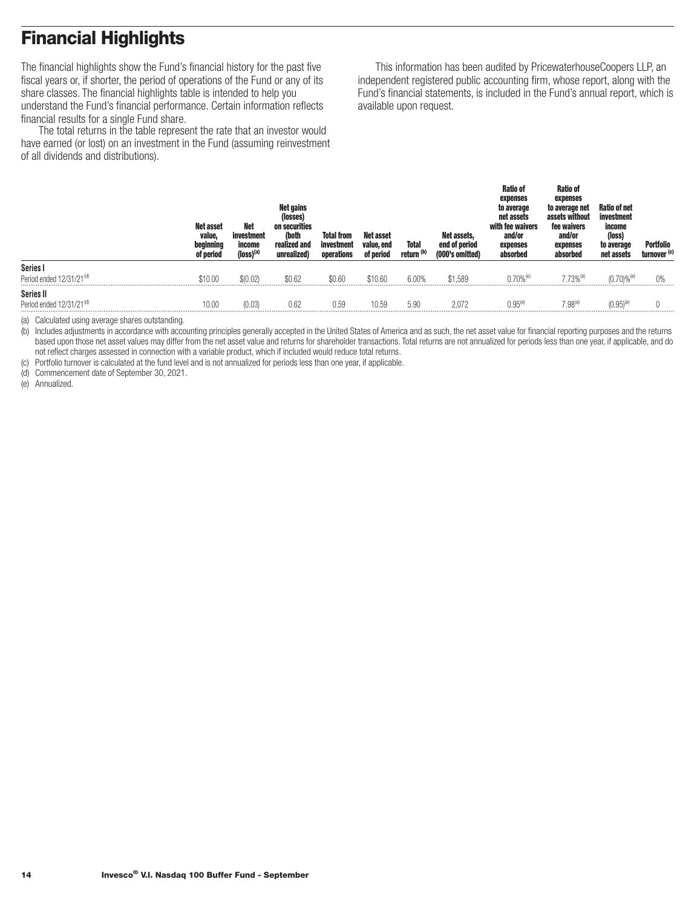# Financial Highlights

The financial highlights show the Fund's financial history for the past five fiscal years or, if shorter, the period of operations of the Fund or any of its share classes. The financial highlights table is intended to help you understand the Fund's financial performance. Certain information reflects financial results for a single Fund share.

The total returns in the table represent the rate that an investor would have earned (or lost) on an investment in the Fund (assuming reinvestment of all dividends and distributions).

This information has been audited by PricewaterhouseCoopers LLP, an independent registered public accounting firm, whose report, along with the Fund's financial statements, is included in the Fund's annual report, which is available upon request.

| | Net asset value, beginning of period | Net investment income (loss)[(a)] | Net gains (losses) on securities (both realized and unrealized) | Total from investment operations | Net asset value, end of period | Total return [(b)] | Net assets, end of period (000's omitted) | Ratio of expenses to average net assets with fee waivers and/or expenses absorbed | Ratio of expenses to average net assets without fee waivers and/or expenses absorbed | Ratio of net investment income (loss) to average net assets | Portfolio turnover [(c)] |
|---|---|---|---|---|---|---|---|---|---|---|---|
| **Series I** | | | | | | | | | | | |
| Period ended 12/31/21[(d)] | $10.00 | $(0.02) | $0.62 | $0.60 | $10.60 | 6.00% | $1,589 | 0.70%[(e)] | 7.73%[(e)] | (0.70)%[(e)] | 0% |
| **Series II** | | | | | | | | | | | |
| Period ended 12/31/21[(d)] | 10.00 | (0.03) | 0.62 | 0.59 | 10.59 | 5.90 | 2,072 | 0.95[(e)] | 7.98[(e)] | (0.95)[(e)] | 0 |

(a) Calculated using average shares outstanding.

(b) Includes adjustments in accordance with accounting principles generally accepted in the United States of America and as such, the net asset value for financial reporting purposes and the returns based upon those net asset values may differ from the net asset value and returns for shareholder transactions. Total returns are not annualized for periods less than one year, if applicable, and do not reflect charges assessed in connection with a variable product, which if included would reduce total returns.

(c) Portfolio turnover is calculated at the fund level and is not annualized for periods less than one year, if applicable.

(d) Commencement date of September 30, 2021.

(e) Annualized.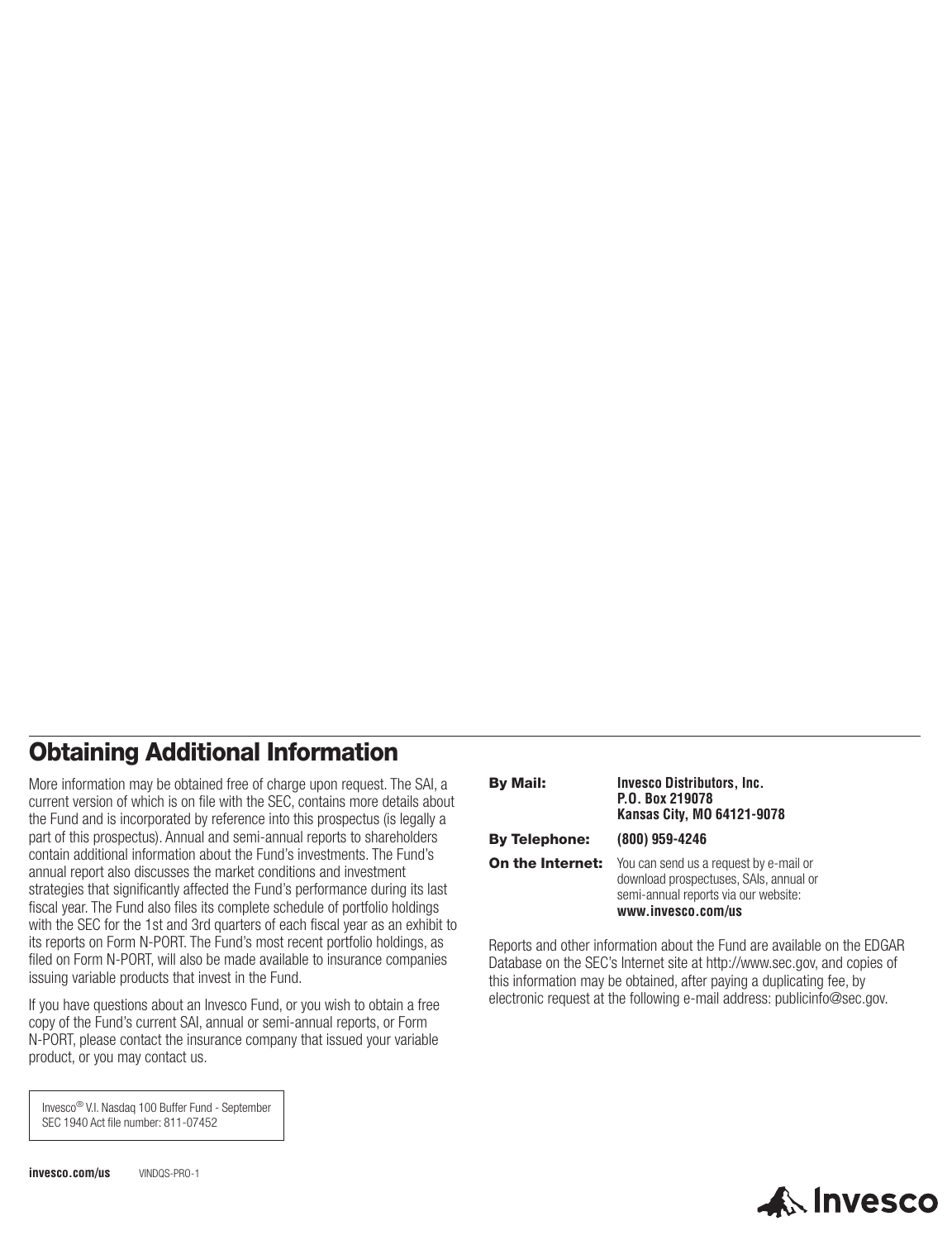## Obtaining Additional Information

More information may be obtained free of charge upon request. The SAI, a current version of which is on file with the SEC, contains more details about the Fund and is incorporated by reference into this prospectus (is legally a part of this prospectus). Annual and semi-annual reports to shareholders contain additional information about the Fund's investments. The Fund's annual report also discusses the market conditions and investment strategies that significantly affected the Fund's performance during its last fiscal year. The Fund also files its complete schedule of portfolio holdings with the SEC for the 1st and 3rd quarters of each fiscal year as an exhibit to its reports on Form N-PORT. The Fund's most recent portfolio holdings, as filed on Form N-PORT, will also be made available to insurance companies issuing variable products that invest in the Fund.

If you have questions about an Invesco Fund, or you wish to obtain a free copy of the Fund's current SAI, annual or semi-annual reports, or Form N-PORT, please contact the insurance company that issued your variable product, or you may contact us.

| | |
|---|---|
| **By Mail:** | **Invesco Distributors, Inc.**<br>**P.O. Box 219078**<br>**Kansas City, MO 64121-9078** |
| **By Telephone:** | **(800) 959-4246** |
| **On the Internet:** | You can send us a request by e-mail or download prospectuses, SAIs, annual or semi-annual reports via our website:<br>**www.invesco.com/us** |

Reports and other information about the Fund are available on the EDGAR Database on the SEC's Internet site at http://www.sec.gov, and copies of this information may be obtained, after paying a duplicating fee, by electronic request at the following e-mail address: publicinfo@sec.gov.

Invesco® V.I. Nasdaq 100 Buffer Fund - September
SEC 1940 Act file number: 811-07452

**invesco.com/us** VINDQS-PRO-1

Invesco